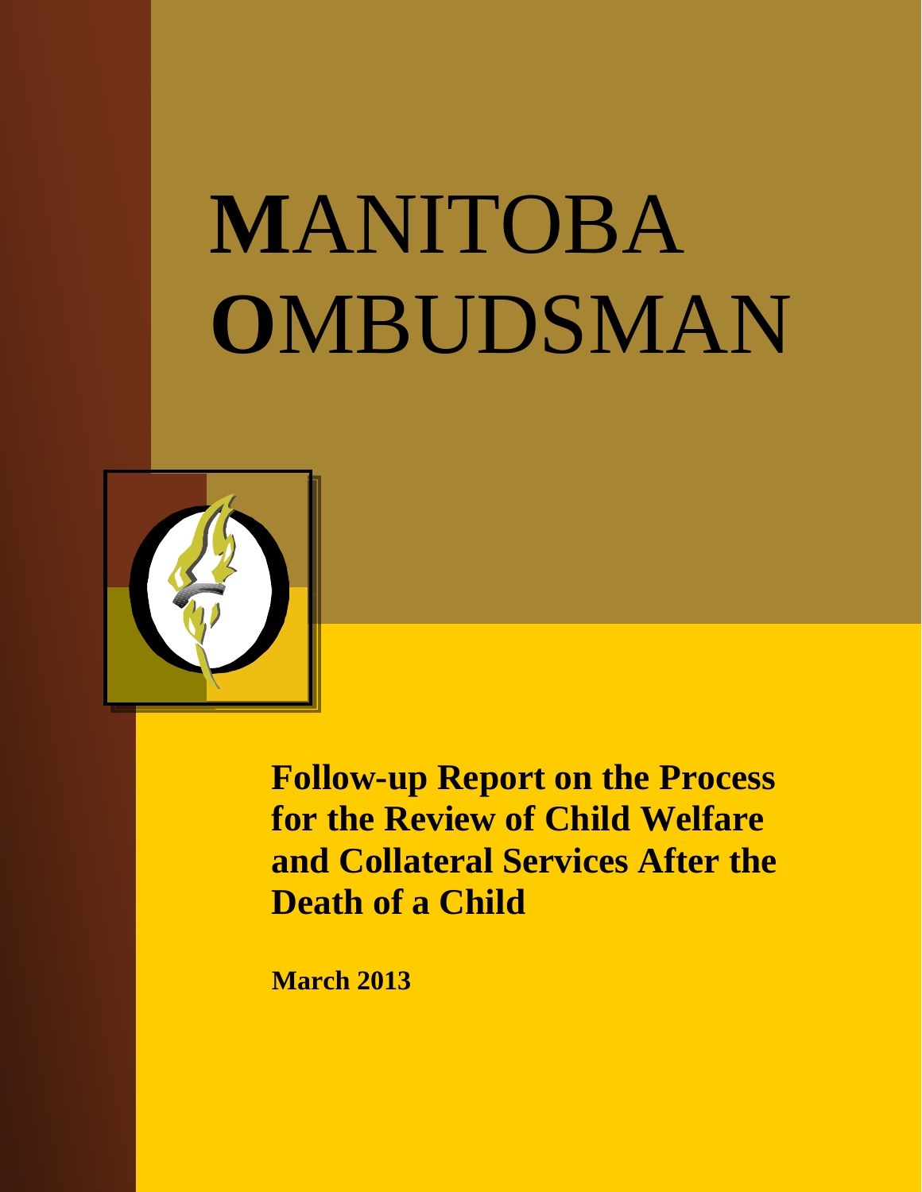# MANITOBA OMBUDSMAN

## Follow-up Report on the Process for the Review of Child Welfare and Collateral Services After the Death of a Child

**March 2013**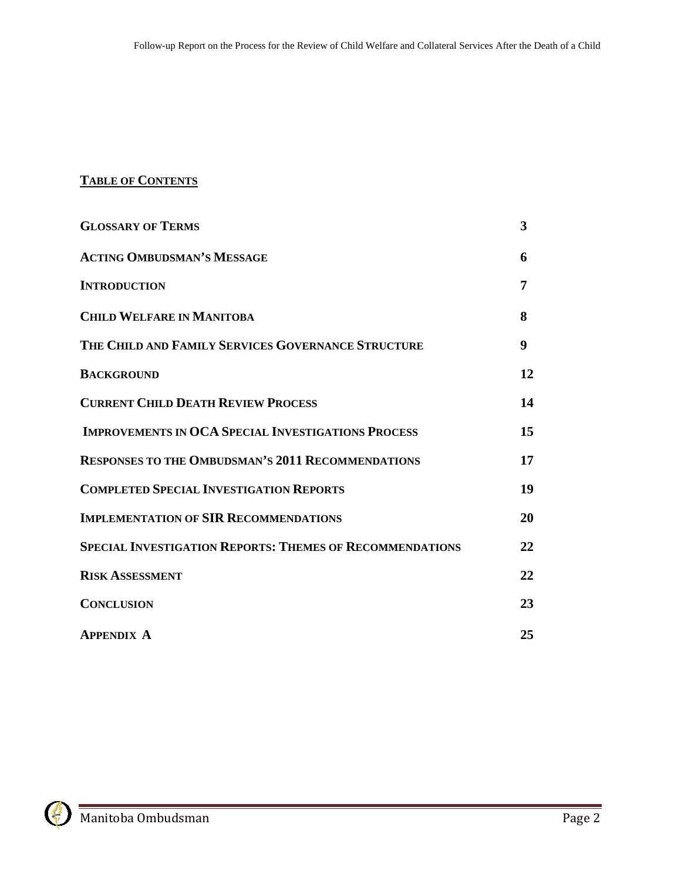## TABLE OF CONTENTS

| | |
|---|---|
| **GLOSSARY OF TERMS** | **3** |
| **ACTING OMBUDSMAN'S MESSAGE** | **6** |
| **INTRODUCTION** | **7** |
| **CHILD WELFARE IN MANITOBA** | **8** |
| **THE CHILD AND FAMILY SERVICES GOVERNANCE STRUCTURE** | **9** |
| **BACKGROUND** | **12** |
| **CURRENT CHILD DEATH REVIEW PROCESS** | **14** |
| **IMPROVEMENTS IN OCA SPECIAL INVESTIGATIONS PROCESS** | **15** |
| **RESPONSES TO THE OMBUDSMAN'S 2011 RECOMMENDATIONS** | **17** |
| **COMPLETED SPECIAL INVESTIGATION REPORTS** | **19** |
| **IMPLEMENTATION OF SIR RECOMMENDATIONS** | **20** |
| **SPECIAL INVESTIGATION REPORTS: THEMES OF RECOMMENDATIONS** | **22** |
| **RISK ASSESSMENT** | **22** |
| **CONCLUSION** | **23** |
| **APPENDIX A** | **25** |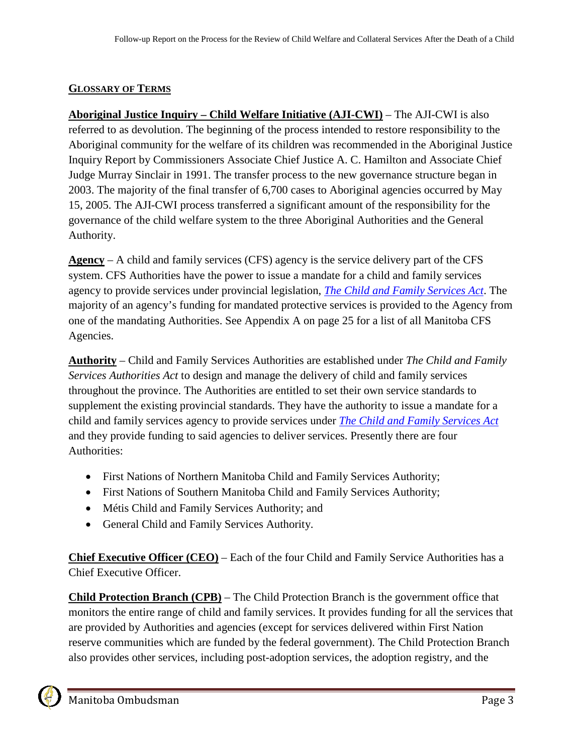## GLOSSARY OF TERMS

**Aboriginal Justice Inquiry – Child Welfare Initiative (AJI-CWI)** – The AJI-CWI is also referred to as devolution. The beginning of the process intended to restore responsibility to the Aboriginal community for the welfare of its children was recommended in the Aboriginal Justice Inquiry Report by Commissioners Associate Chief Justice A. C. Hamilton and Associate Chief Judge Murray Sinclair in 1991. The transfer process to the new governance structure began in 2003. The majority of the final transfer of 6,700 cases to Aboriginal agencies occurred by May 15, 2005. The AJI-CWI process transferred a significant amount of the responsibility for the governance of the child welfare system to the three Aboriginal Authorities and the General Authority.

**Agency** – A child and family services (CFS) agency is the service delivery part of the CFS system. CFS Authorities have the power to issue a mandate for a child and family services agency to provide services under provincial legislation, *The Child and Family Services Act*. The majority of an agency's funding for mandated protective services is provided to the Agency from one of the mandating Authorities. See Appendix A on page 25 for a list of all Manitoba CFS Agencies.

**Authority** – Child and Family Services Authorities are established under *The Child and Family Services Authorities Act* to design and manage the delivery of child and family services throughout the province. The Authorities are entitled to set their own service standards to supplement the existing provincial standards. They have the authority to issue a mandate for a child and family services agency to provide services under *The Child and Family Services Act* and they provide funding to said agencies to deliver services. Presently there are four Authorities:

- First Nations of Northern Manitoba Child and Family Services Authority;
- First Nations of Southern Manitoba Child and Family Services Authority;
- Métis Child and Family Services Authority; and
- General Child and Family Services Authority.

**Chief Executive Officer (CEO)** – Each of the four Child and Family Service Authorities has a Chief Executive Officer.

**Child Protection Branch (CPB)** – The Child Protection Branch is the government office that monitors the entire range of child and family services. It provides funding for all the services that are provided by Authorities and agencies (except for services delivered within First Nation reserve communities which are funded by the federal government). The Child Protection Branch also provides other services, including post-adoption services, the adoption registry, and the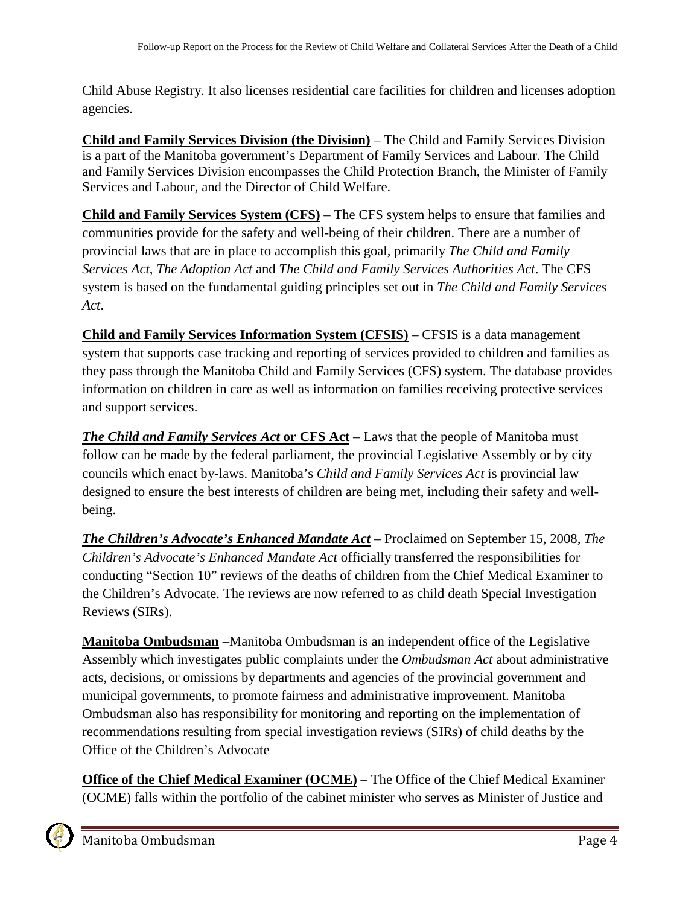Child Abuse Registry. It also licenses residential care facilities for children and licenses adoption agencies.

**Child and Family Services Division (the Division)** – The Child and Family Services Division is a part of the Manitoba government's Department of Family Services and Labour. The Child and Family Services Division encompasses the Child Protection Branch, the Minister of Family Services and Labour, and the Director of Child Welfare.

**Child and Family Services System (CFS)** – The CFS system helps to ensure that families and communities provide for the safety and well-being of their children. There are a number of provincial laws that are in place to accomplish this goal, primarily *The Child and Family Services Act*, *The Adoption Act* and *The Child and Family Services Authorities Act*. The CFS system is based on the fundamental guiding principles set out in *The Child and Family Services Act*.

**Child and Family Services Information System (CFSIS)** – CFSIS is a data management system that supports case tracking and reporting of services provided to children and families as they pass through the Manitoba Child and Family Services (CFS) system. The database provides information on children in care as well as information on families receiving protective services and support services.

***The Child and Family Services Act* or CFS Act** – Laws that the people of Manitoba must follow can be made by the federal parliament, the provincial Legislative Assembly or by city councils which enact by-laws. Manitoba's *Child and Family Services Act* is provincial law designed to ensure the best interests of children are being met, including their safety and well-being.

***The Children's Advocate's Enhanced Mandate Act*** – Proclaimed on September 15, 2008, *The Children's Advocate's Enhanced Mandate Act* officially transferred the responsibilities for conducting "Section 10" reviews of the deaths of children from the Chief Medical Examiner to the Children's Advocate. The reviews are now referred to as child death Special Investigation Reviews (SIRs).

**Manitoba Ombudsman** –Manitoba Ombudsman is an independent office of the Legislative Assembly which investigates public complaints under the *Ombudsman Act* about administrative acts, decisions, or omissions by departments and agencies of the provincial government and municipal governments, to promote fairness and administrative improvement. Manitoba Ombudsman also has responsibility for monitoring and reporting on the implementation of recommendations resulting from special investigation reviews (SIRs) of child deaths by the Office of the Children's Advocate

**Office of the Chief Medical Examiner (OCME)** – The Office of the Chief Medical Examiner (OCME) falls within the portfolio of the cabinet minister who serves as Minister of Justice and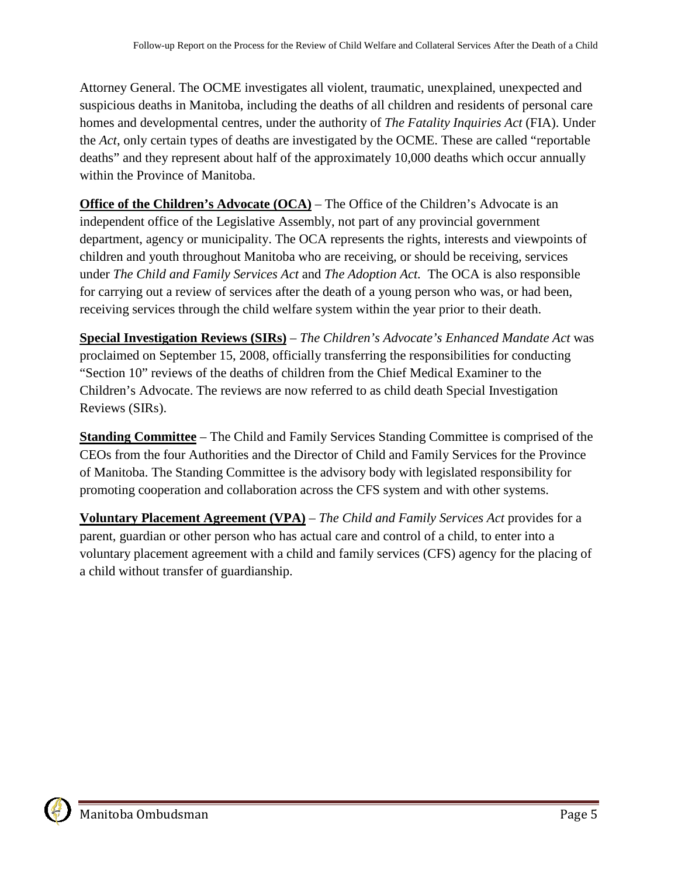Attorney General. The OCME investigates all violent, traumatic, unexplained, unexpected and suspicious deaths in Manitoba, including the deaths of all children and residents of personal care homes and developmental centres, under the authority of *The Fatality Inquiries Act* (FIA). Under the *Act*, only certain types of deaths are investigated by the OCME. These are called "reportable deaths" and they represent about half of the approximately 10,000 deaths which occur annually within the Province of Manitoba.

**Office of the Children's Advocate (OCA)** – The Office of the Children's Advocate is an independent office of the Legislative Assembly, not part of any provincial government department, agency or municipality. The OCA represents the rights, interests and viewpoints of children and youth throughout Manitoba who are receiving, or should be receiving, services under *The Child and Family Services Act* and *The Adoption Act.* The OCA is also responsible for carrying out a review of services after the death of a young person who was, or had been, receiving services through the child welfare system within the year prior to their death.

**Special Investigation Reviews (SIRs)** – *The Children's Advocate's Enhanced Mandate Act* was proclaimed on September 15, 2008, officially transferring the responsibilities for conducting "Section 10" reviews of the deaths of children from the Chief Medical Examiner to the Children's Advocate. The reviews are now referred to as child death Special Investigation Reviews (SIRs).

**Standing Committee** – The Child and Family Services Standing Committee is comprised of the CEOs from the four Authorities and the Director of Child and Family Services for the Province of Manitoba. The Standing Committee is the advisory body with legislated responsibility for promoting cooperation and collaboration across the CFS system and with other systems.

**Voluntary Placement Agreement (VPA)** – *The Child and Family Services Act* provides for a parent, guardian or other person who has actual care and control of a child, to enter into a voluntary placement agreement with a child and family services (CFS) agency for the placing of a child without transfer of guardianship.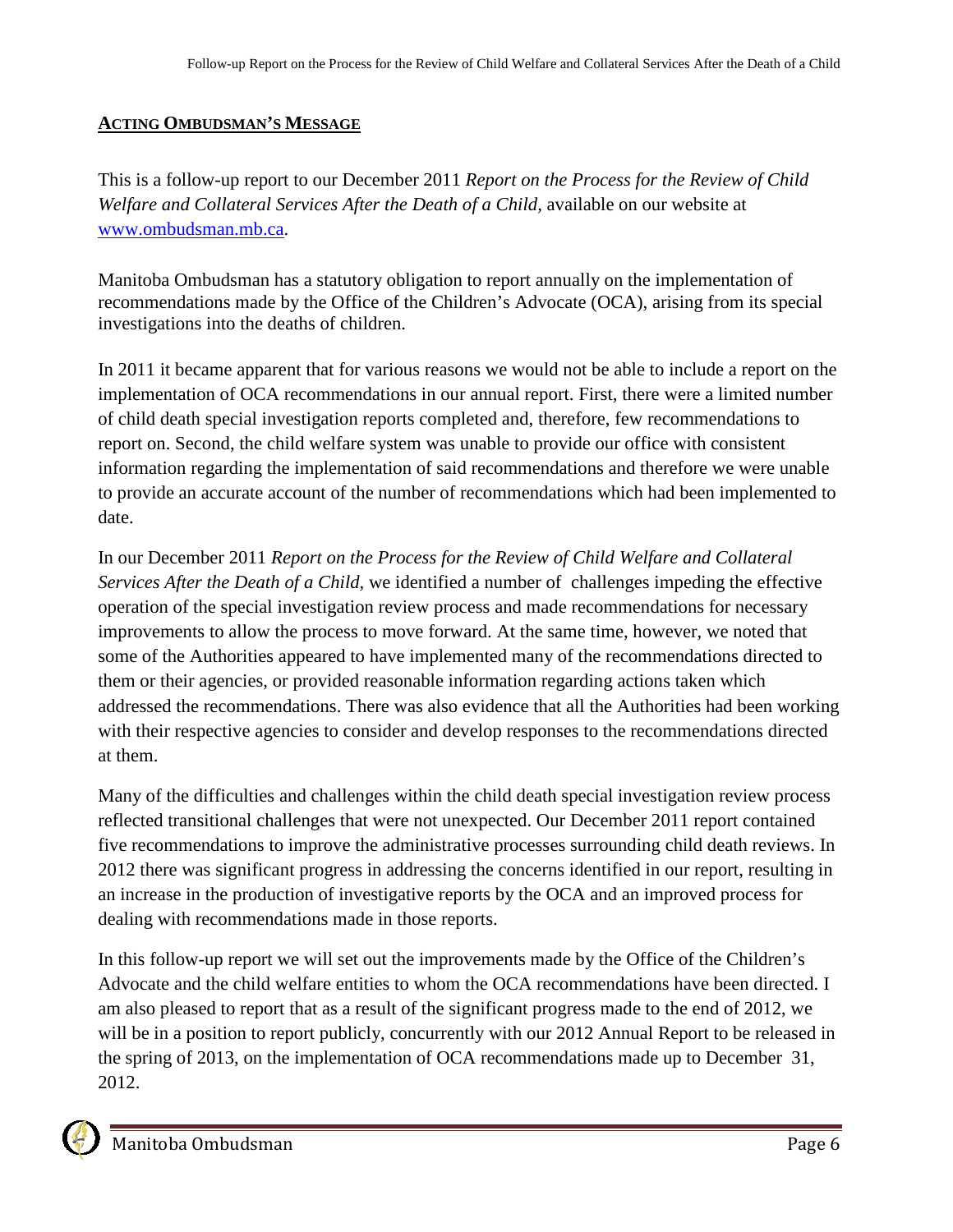## ACTING OMBUDSMAN'S MESSAGE

This is a follow-up report to our December 2011 *Report on the Process for the Review of Child Welfare and Collateral Services After the Death of a Child*, available on our website at [www.ombudsman.mb.ca](http://www.ombudsman.mb.ca).

Manitoba Ombudsman has a statutory obligation to report annually on the implementation of recommendations made by the Office of the Children's Advocate (OCA), arising from its special investigations into the deaths of children.

In 2011 it became apparent that for various reasons we would not be able to include a report on the implementation of OCA recommendations in our annual report. First, there were a limited number of child death special investigation reports completed and, therefore, few recommendations to report on. Second, the child welfare system was unable to provide our office with consistent information regarding the implementation of said recommendations and therefore we were unable to provide an accurate account of the number of recommendations which had been implemented to date.

In our December 2011 *Report on the Process for the Review of Child Welfare and Collateral Services After the Death of a Child,* we identified a number of challenges impeding the effective operation of the special investigation review process and made recommendations for necessary improvements to allow the process to move forward. At the same time, however, we noted that some of the Authorities appeared to have implemented many of the recommendations directed to them or their agencies, or provided reasonable information regarding actions taken which addressed the recommendations. There was also evidence that all the Authorities had been working with their respective agencies to consider and develop responses to the recommendations directed at them.

Many of the difficulties and challenges within the child death special investigation review process reflected transitional challenges that were not unexpected. Our December 2011 report contained five recommendations to improve the administrative processes surrounding child death reviews. In 2012 there was significant progress in addressing the concerns identified in our report, resulting in an increase in the production of investigative reports by the OCA and an improved process for dealing with recommendations made in those reports.

In this follow-up report we will set out the improvements made by the Office of the Children's Advocate and the child welfare entities to whom the OCA recommendations have been directed. I am also pleased to report that as a result of the significant progress made to the end of 2012, we will be in a position to report publicly, concurrently with our 2012 Annual Report to be released in the spring of 2013, on the implementation of OCA recommendations made up to December 31, 2012.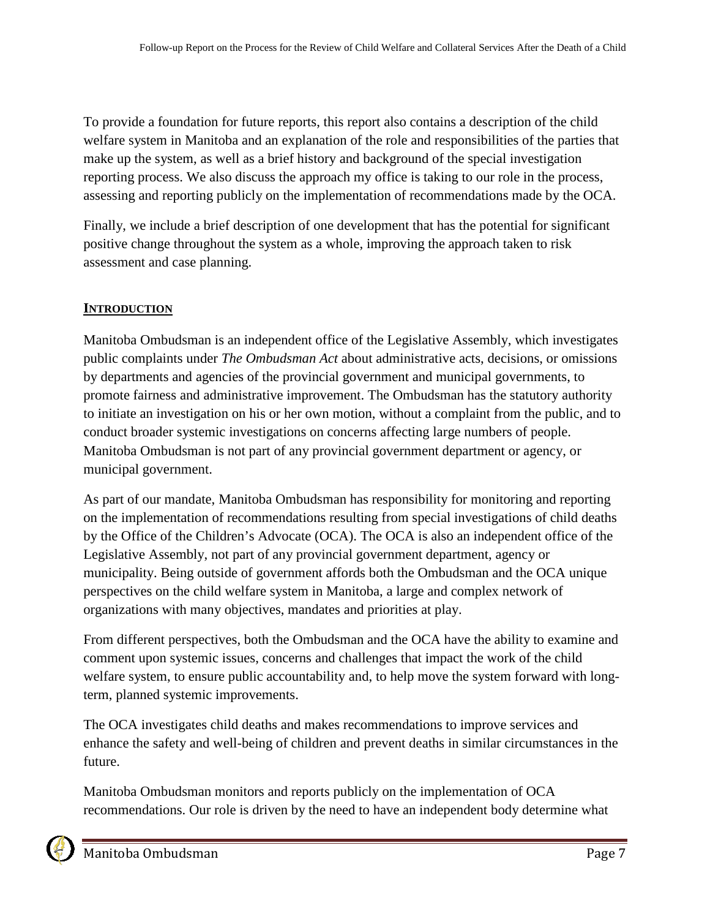To provide a foundation for future reports, this report also contains a description of the child welfare system in Manitoba and an explanation of the role and responsibilities of the parties that make up the system, as well as a brief history and background of the special investigation reporting process. We also discuss the approach my office is taking to our role in the process, assessing and reporting publicly on the implementation of recommendations made by the OCA.

Finally, we include a brief description of one development that has the potential for significant positive change throughout the system as a whole, improving the approach taken to risk assessment and case planning.

## INTRODUCTION

Manitoba Ombudsman is an independent office of the Legislative Assembly, which investigates public complaints under *The Ombudsman Act* about administrative acts, decisions, or omissions by departments and agencies of the provincial government and municipal governments, to promote fairness and administrative improvement. The Ombudsman has the statutory authority to initiate an investigation on his or her own motion, without a complaint from the public, and to conduct broader systemic investigations on concerns affecting large numbers of people. Manitoba Ombudsman is not part of any provincial government department or agency, or municipal government.

As part of our mandate, Manitoba Ombudsman has responsibility for monitoring and reporting on the implementation of recommendations resulting from special investigations of child deaths by the Office of the Children's Advocate (OCA). The OCA is also an independent office of the Legislative Assembly, not part of any provincial government department, agency or municipality. Being outside of government affords both the Ombudsman and the OCA unique perspectives on the child welfare system in Manitoba, a large and complex network of organizations with many objectives, mandates and priorities at play.

From different perspectives, both the Ombudsman and the OCA have the ability to examine and comment upon systemic issues, concerns and challenges that impact the work of the child welfare system, to ensure public accountability and, to help move the system forward with long-term, planned systemic improvements.

The OCA investigates child deaths and makes recommendations to improve services and enhance the safety and well-being of children and prevent deaths in similar circumstances in the future.

Manitoba Ombudsman monitors and reports publicly on the implementation of OCA recommendations. Our role is driven by the need to have an independent body determine what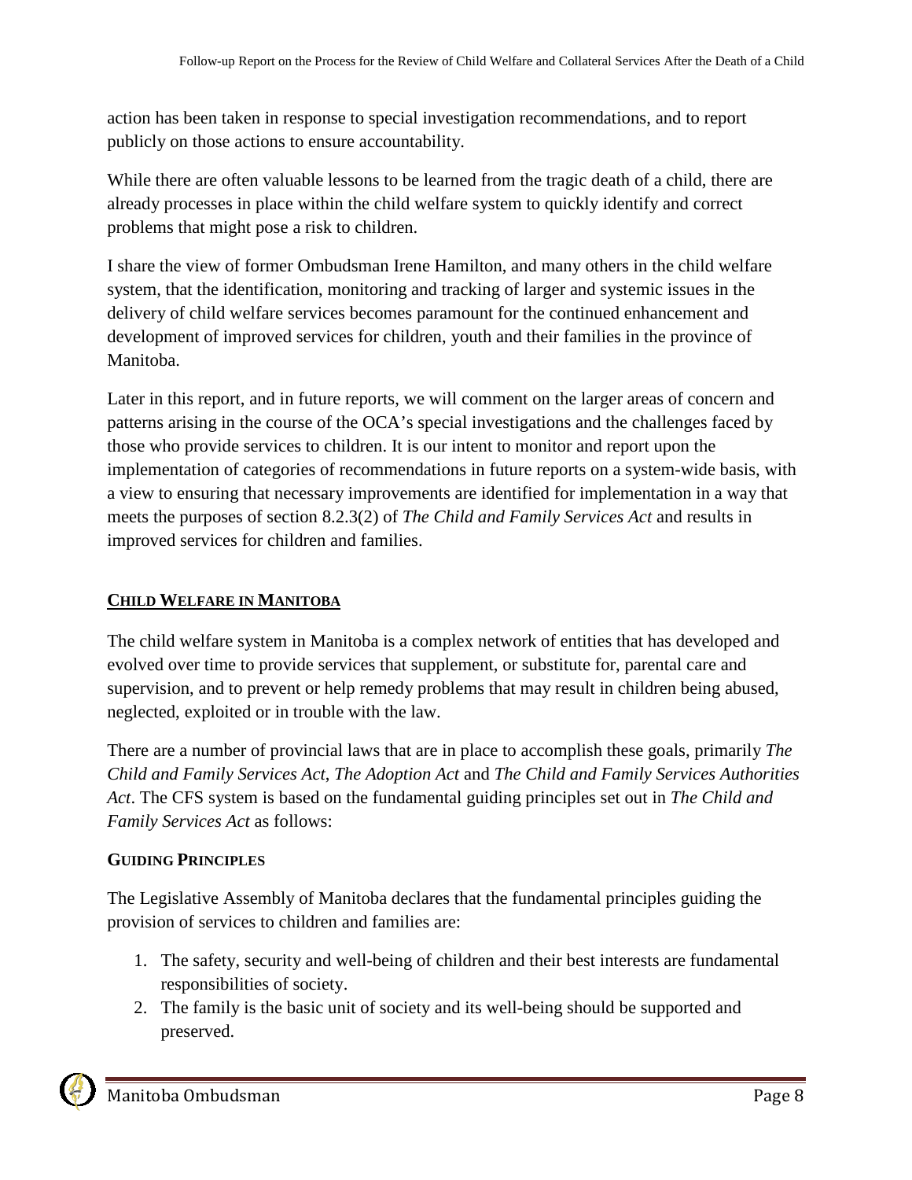action has been taken in response to special investigation recommendations, and to report publicly on those actions to ensure accountability.

While there are often valuable lessons to be learned from the tragic death of a child, there are already processes in place within the child welfare system to quickly identify and correct problems that might pose a risk to children.

I share the view of former Ombudsman Irene Hamilton, and many others in the child welfare system, that the identification, monitoring and tracking of larger and systemic issues in the delivery of child welfare services becomes paramount for the continued enhancement and development of improved services for children, youth and their families in the province of Manitoba.

Later in this report, and in future reports, we will comment on the larger areas of concern and patterns arising in the course of the OCA's special investigations and the challenges faced by those who provide services to children. It is our intent to monitor and report upon the implementation of categories of recommendations in future reports on a system-wide basis, with a view to ensuring that necessary improvements are identified for implementation in a way that meets the purposes of section 8.2.3(2) of *The Child and Family Services Act* and results in improved services for children and families.

## CHILD WELFARE IN MANITOBA

The child welfare system in Manitoba is a complex network of entities that has developed and evolved over time to provide services that supplement, or substitute for, parental care and supervision, and to prevent or help remedy problems that may result in children being abused, neglected, exploited or in trouble with the law.

There are a number of provincial laws that are in place to accomplish these goals, primarily *The Child and Family Services Act*, *The Adoption Act* and *The Child and Family Services Authorities Act*. The CFS system is based on the fundamental guiding principles set out in *The Child and Family Services Act* as follows:

### GUIDING PRINCIPLES

The Legislative Assembly of Manitoba declares that the fundamental principles guiding the provision of services to children and families are:

1. The safety, security and well-being of children and their best interests are fundamental responsibilities of society.
2. The family is the basic unit of society and its well-being should be supported and preserved.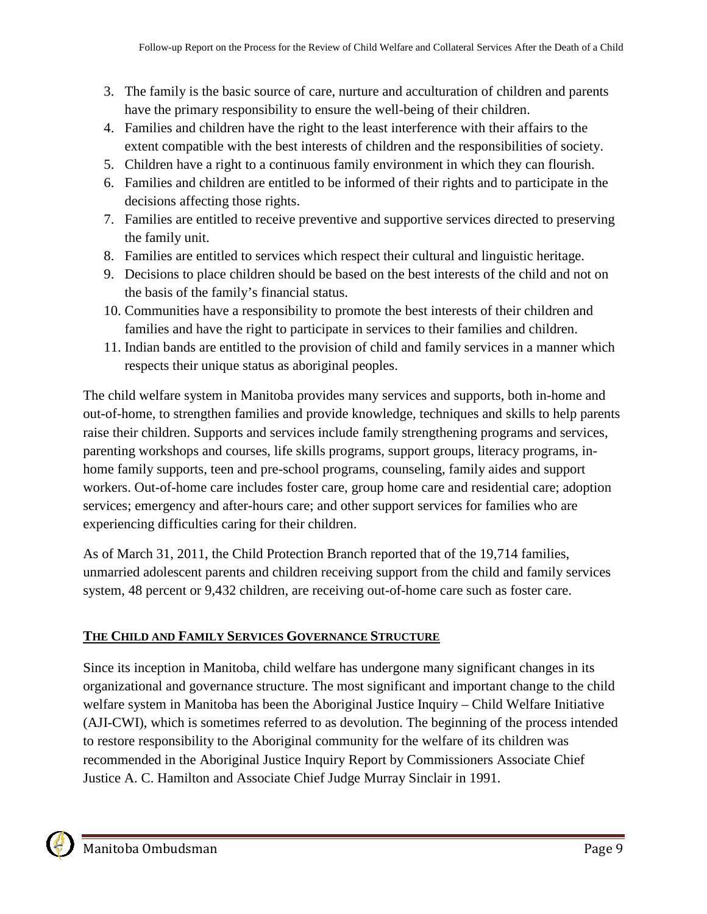3. The family is the basic source of care, nurture and acculturation of children and parents have the primary responsibility to ensure the well-being of their children.
4. Families and children have the right to the least interference with their affairs to the extent compatible with the best interests of children and the responsibilities of society.
5. Children have a right to a continuous family environment in which they can flourish.
6. Families and children are entitled to be informed of their rights and to participate in the decisions affecting those rights.
7. Families are entitled to receive preventive and supportive services directed to preserving the family unit.
8. Families are entitled to services which respect their cultural and linguistic heritage.
9. Decisions to place children should be based on the best interests of the child and not on the basis of the family's financial status.
10. Communities have a responsibility to promote the best interests of their children and families and have the right to participate in services to their families and children.
11. Indian bands are entitled to the provision of child and family services in a manner which respects their unique status as aboriginal peoples.

The child welfare system in Manitoba provides many services and supports, both in-home and out-of-home, to strengthen families and provide knowledge, techniques and skills to help parents raise their children. Supports and services include family strengthening programs and services, parenting workshops and courses, life skills programs, support groups, literacy programs, in-home family supports, teen and pre-school programs, counseling, family aides and support workers. Out-of-home care includes foster care, group home care and residential care; adoption services; emergency and after-hours care; and other support services for families who are experiencing difficulties caring for their children.

As of March 31, 2011, the Child Protection Branch reported that of the 19,714 families, unmarried adolescent parents and children receiving support from the child and family services system, 48 percent or 9,432 children, are receiving out-of-home care such as foster care.

## THE CHILD AND FAMILY SERVICES GOVERNANCE STRUCTURE

Since its inception in Manitoba, child welfare has undergone many significant changes in its organizational and governance structure. The most significant and important change to the child welfare system in Manitoba has been the Aboriginal Justice Inquiry – Child Welfare Initiative (AJI-CWI), which is sometimes referred to as devolution. The beginning of the process intended to restore responsibility to the Aboriginal community for the welfare of its children was recommended in the Aboriginal Justice Inquiry Report by Commissioners Associate Chief Justice A. C. Hamilton and Associate Chief Judge Murray Sinclair in 1991.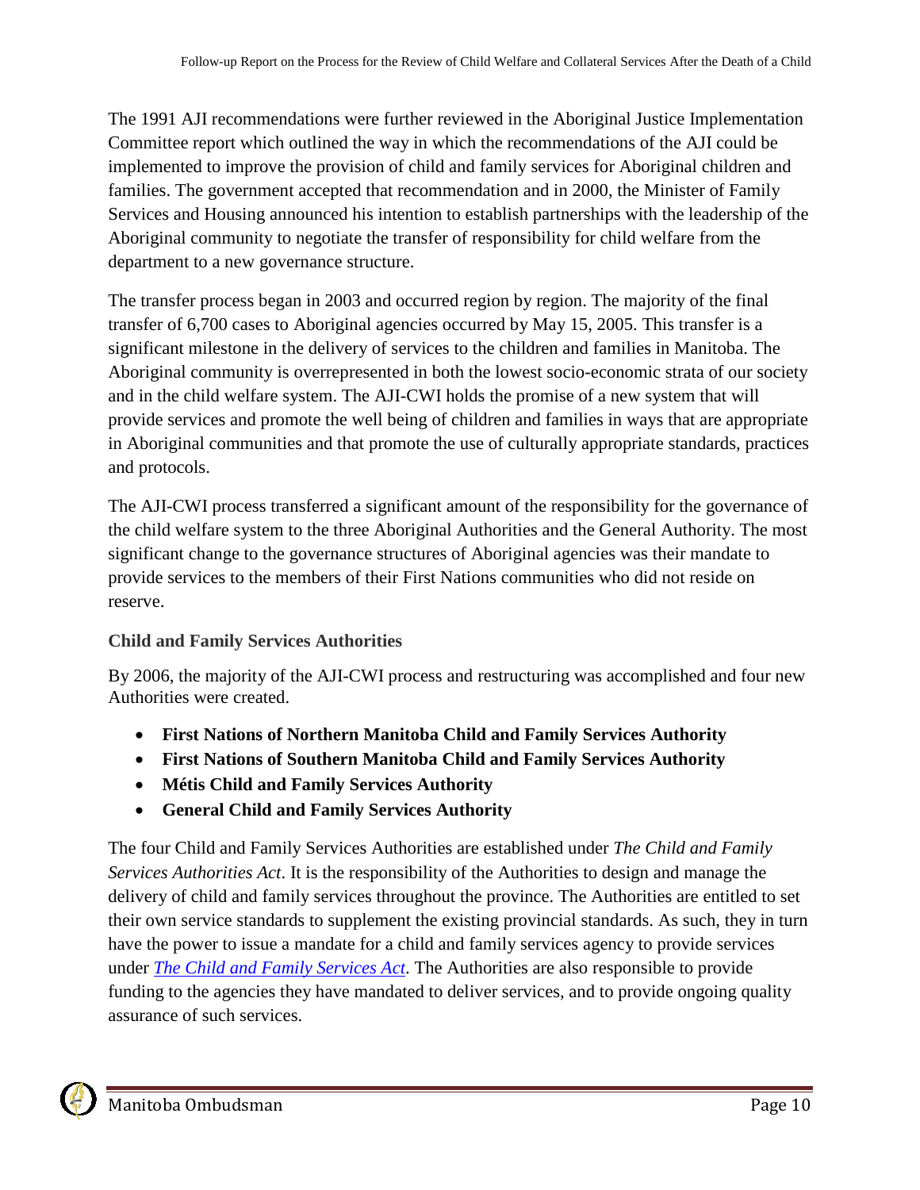The 1991 AJI recommendations were further reviewed in the Aboriginal Justice Implementation Committee report which outlined the way in which the recommendations of the AJI could be implemented to improve the provision of child and family services for Aboriginal children and families. The government accepted that recommendation and in 2000, the Minister of Family Services and Housing announced his intention to establish partnerships with the leadership of the Aboriginal community to negotiate the transfer of responsibility for child welfare from the department to a new governance structure.

The transfer process began in 2003 and occurred region by region. The majority of the final transfer of 6,700 cases to Aboriginal agencies occurred by May 15, 2005. This transfer is a significant milestone in the delivery of services to the children and families in Manitoba. The Aboriginal community is overrepresented in both the lowest socio-economic strata of our society and in the child welfare system. The AJI-CWI holds the promise of a new system that will provide services and promote the well being of children and families in ways that are appropriate in Aboriginal communities and that promote the use of culturally appropriate standards, practices and protocols.

The AJI-CWI process transferred a significant amount of the responsibility for the governance of the child welfare system to the three Aboriginal Authorities and the General Authority. The most significant change to the governance structures of Aboriginal agencies was their mandate to provide services to the members of their First Nations communities who did not reside on reserve.

### Child and Family Services Authorities

By 2006, the majority of the AJI-CWI process and restructuring was accomplished and four new Authorities were created.

- **First Nations of Northern Manitoba Child and Family Services Authority**
- **First Nations of Southern Manitoba Child and Family Services Authority**
- **Métis Child and Family Services Authority**
- **General Child and Family Services Authority**

The four Child and Family Services Authorities are established under *The Child and Family Services Authorities Act*. It is the responsibility of the Authorities to design and manage the delivery of child and family services throughout the province. The Authorities are entitled to set their own service standards to supplement the existing provincial standards. As such, they in turn have the power to issue a mandate for a child and family services agency to provide services under *The Child and Family Services Act*. The Authorities are also responsible to provide funding to the agencies they have mandated to deliver services, and to provide ongoing quality assurance of such services.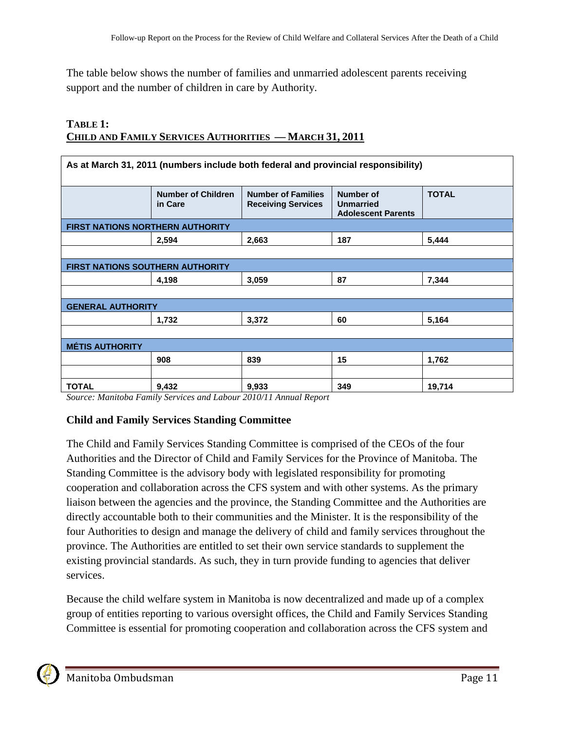The table below shows the number of families and unmarried adolescent parents receiving support and the number of children in care by Authority.

**TABLE 1:**
**CHILD AND FAMILY SERVICES AUTHORITIES — MARCH 31, 2011**

| As at March 31, 2011 (numbers include both federal and provincial responsibility) | | | | |
|---|---|---|---|---|
| | **Number of Children in Care** | **Number of Families Receiving Services** | **Number of Unmarried Adolescent Parents** | **TOTAL** |
| **FIRST NATIONS NORTHERN AUTHORITY** | | | | |
| | 2,594 | 2,663 | 187 | 5,444 |
| **FIRST NATIONS SOUTHERN AUTHORITY** | | | | |
| | 4,198 | 3,059 | 87 | 7,344 |
| **GENERAL AUTHORITY** | | | | |
| | 1,732 | 3,372 | 60 | 5,164 |
| **MÉTIS AUTHORITY** | | | | |
| | 908 | 839 | 15 | 1,762 |
| **TOTAL** | 9,432 | 9,933 | 349 | 19,714 |

*Source: Manitoba Family Services and Labour 2010/11 Annual Report*

### Child and Family Services Standing Committee

The Child and Family Services Standing Committee is comprised of the CEOs of the four Authorities and the Director of Child and Family Services for the Province of Manitoba. The Standing Committee is the advisory body with legislated responsibility for promoting cooperation and collaboration across the CFS system and with other systems. As the primary liaison between the agencies and the province, the Standing Committee and the Authorities are directly accountable both to their communities and the Minister. It is the responsibility of the four Authorities to design and manage the delivery of child and family services throughout the province. The Authorities are entitled to set their own service standards to supplement the existing provincial standards. As such, they in turn provide funding to agencies that deliver services.

Because the child welfare system in Manitoba is now decentralized and made up of a complex group of entities reporting to various oversight offices, the Child and Family Services Standing Committee is essential for promoting cooperation and collaboration across the CFS system and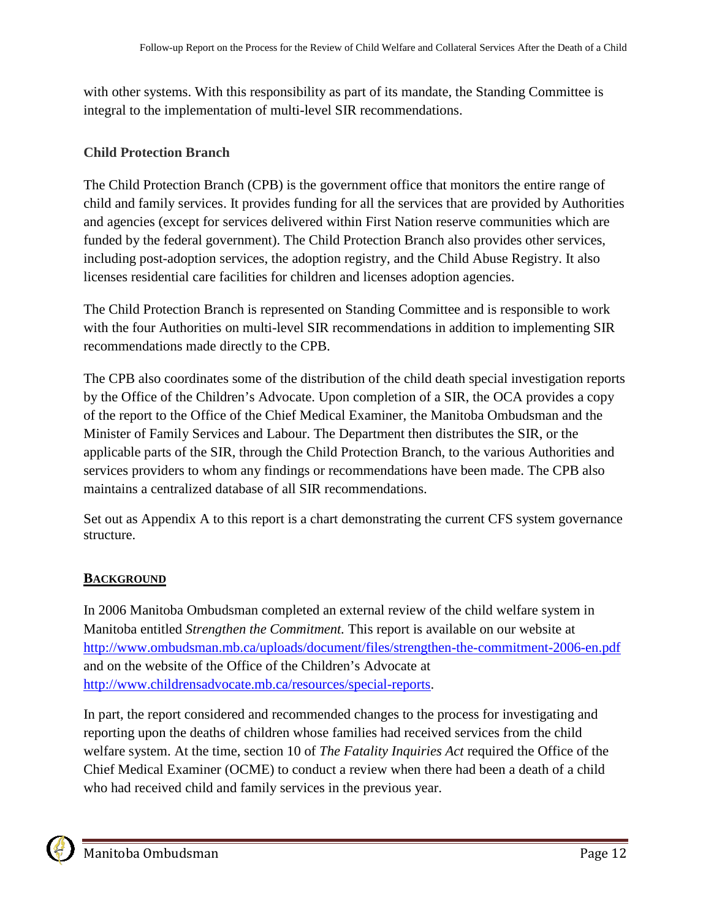with other systems. With this responsibility as part of its mandate, the Standing Committee is integral to the implementation of multi-level SIR recommendations.

### Child Protection Branch

The Child Protection Branch (CPB) is the government office that monitors the entire range of child and family services. It provides funding for all the services that are provided by Authorities and agencies (except for services delivered within First Nation reserve communities which are funded by the federal government). The Child Protection Branch also provides other services, including post-adoption services, the adoption registry, and the Child Abuse Registry. It also licenses residential care facilities for children and licenses adoption agencies.

The Child Protection Branch is represented on Standing Committee and is responsible to work with the four Authorities on multi-level SIR recommendations in addition to implementing SIR recommendations made directly to the CPB.

The CPB also coordinates some of the distribution of the child death special investigation reports by the Office of the Children's Advocate. Upon completion of a SIR, the OCA provides a copy of the report to the Office of the Chief Medical Examiner, the Manitoba Ombudsman and the Minister of Family Services and Labour. The Department then distributes the SIR, or the applicable parts of the SIR, through the Child Protection Branch, to the various Authorities and services providers to whom any findings or recommendations have been made. The CPB also maintains a centralized database of all SIR recommendations.

Set out as Appendix A to this report is a chart demonstrating the current CFS system governance structure.

## BACKGROUND

In 2006 Manitoba Ombudsman completed an external review of the child welfare system in Manitoba entitled *Strengthen the Commitment.* This report is available on our website at http://www.ombudsman.mb.ca/uploads/document/files/strengthen-the-commitment-2006-en.pdf and on the website of the Office of the Children's Advocate at http://www.childrensadvocate.mb.ca/resources/special-reports.

In part, the report considered and recommended changes to the process for investigating and reporting upon the deaths of children whose families had received services from the child welfare system. At the time, section 10 of *The Fatality Inquiries Act* required the Office of the Chief Medical Examiner (OCME) to conduct a review when there had been a death of a child who had received child and family services in the previous year.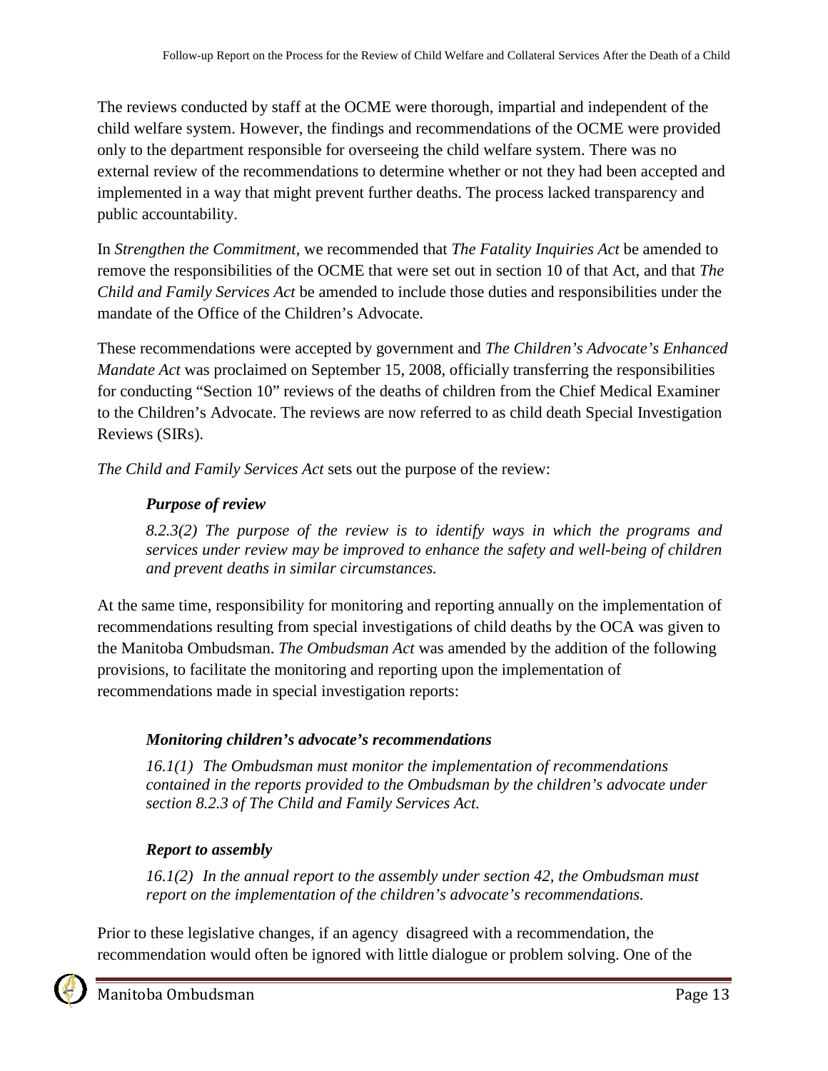The reviews conducted by staff at the OCME were thorough, impartial and independent of the child welfare system. However, the findings and recommendations of the OCME were provided only to the department responsible for overseeing the child welfare system. There was no external review of the recommendations to determine whether or not they had been accepted and implemented in a way that might prevent further deaths. The process lacked transparency and public accountability.

In *Strengthen the Commitment*, we recommended that *The Fatality Inquiries Act* be amended to remove the responsibilities of the OCME that were set out in section 10 of that Act, and that *The Child and Family Services Act* be amended to include those duties and responsibilities under the mandate of the Office of the Children's Advocate.

These recommendations were accepted by government and *The Children's Advocate's Enhanced Mandate Act* was proclaimed on September 15, 2008, officially transferring the responsibilities for conducting "Section 10" reviews of the deaths of children from the Chief Medical Examiner to the Children's Advocate. The reviews are now referred to as child death Special Investigation Reviews (SIRs).

*The Child and Family Services Act* sets out the purpose of the review:

> ***Purpose of review***
>
> *8.2.3(2) The purpose of the review is to identify ways in which the programs and services under review may be improved to enhance the safety and well-being of children and prevent deaths in similar circumstances.*

At the same time, responsibility for monitoring and reporting annually on the implementation of recommendations resulting from special investigations of child deaths by the OCA was given to the Manitoba Ombudsman. *The Ombudsman Act* was amended by the addition of the following provisions, to facilitate the monitoring and reporting upon the implementation of recommendations made in special investigation reports:

> ***Monitoring children's advocate's recommendations***
>
> *16.1(1) The Ombudsman must monitor the implementation of recommendations contained in the reports provided to the Ombudsman by the children's advocate under section 8.2.3 of The Child and Family Services Act.*
>
> ***Report to assembly***
>
> *16.1(2) In the annual report to the assembly under section 42, the Ombudsman must report on the implementation of the children's advocate's recommendations.*

Prior to these legislative changes, if an agency disagreed with a recommendation, the recommendation would often be ignored with little dialogue or problem solving. One of the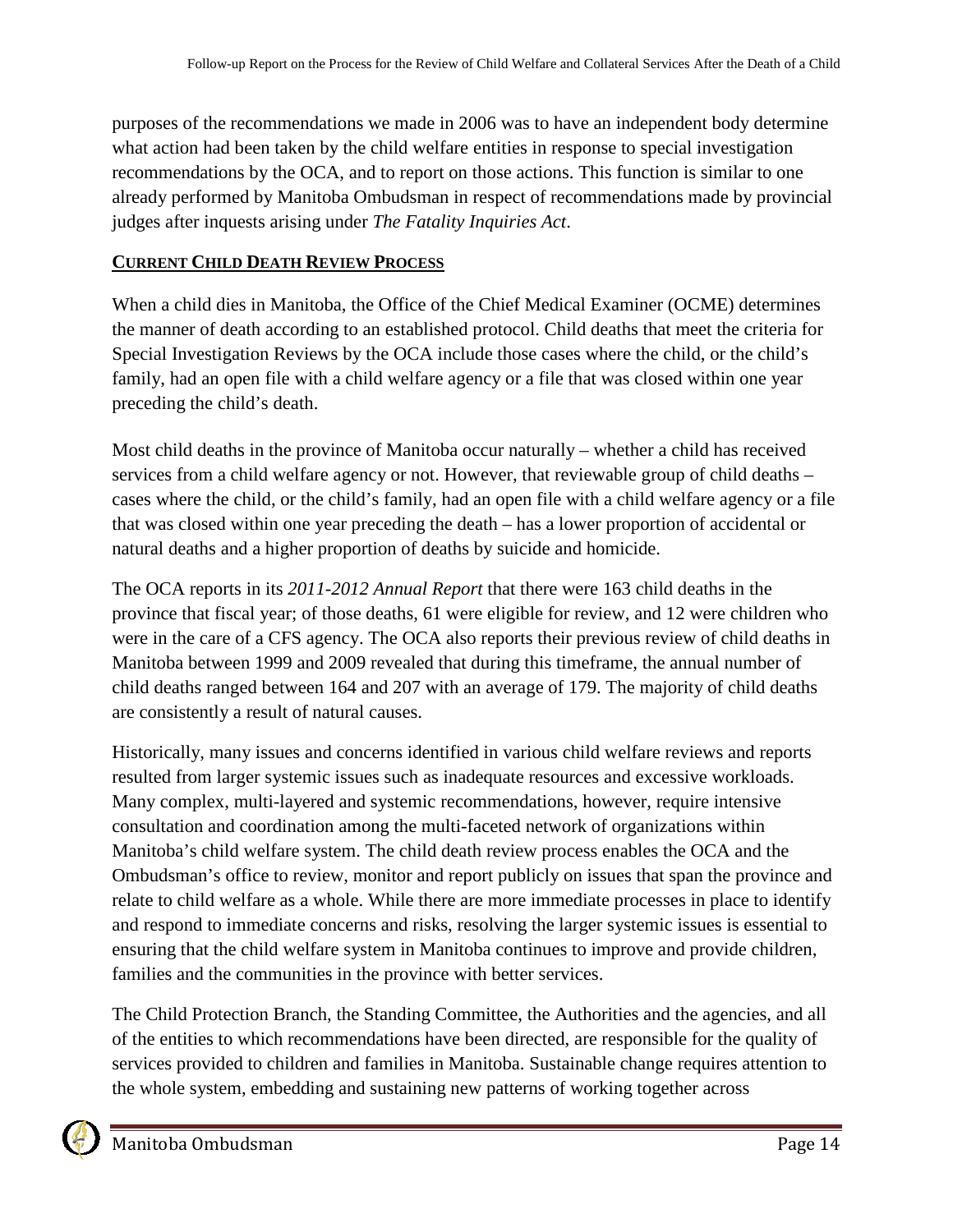purposes of the recommendations we made in 2006 was to have an independent body determine what action had been taken by the child welfare entities in response to special investigation recommendations by the OCA, and to report on those actions. This function is similar to one already performed by Manitoba Ombudsman in respect of recommendations made by provincial judges after inquests arising under *The Fatality Inquiries Act*.

## CURRENT CHILD DEATH REVIEW PROCESS

When a child dies in Manitoba, the Office of the Chief Medical Examiner (OCME) determines the manner of death according to an established protocol. Child deaths that meet the criteria for Special Investigation Reviews by the OCA include those cases where the child, or the child's family, had an open file with a child welfare agency or a file that was closed within one year preceding the child's death.

Most child deaths in the province of Manitoba occur naturally – whether a child has received services from a child welfare agency or not. However, that reviewable group of child deaths – cases where the child, or the child's family, had an open file with a child welfare agency or a file that was closed within one year preceding the death – has a lower proportion of accidental or natural deaths and a higher proportion of deaths by suicide and homicide.

The OCA reports in its *2011-2012 Annual Report* that there were 163 child deaths in the province that fiscal year; of those deaths, 61 were eligible for review, and 12 were children who were in the care of a CFS agency. The OCA also reports their previous review of child deaths in Manitoba between 1999 and 2009 revealed that during this timeframe, the annual number of child deaths ranged between 164 and 207 with an average of 179. The majority of child deaths are consistently a result of natural causes.

Historically, many issues and concerns identified in various child welfare reviews and reports resulted from larger systemic issues such as inadequate resources and excessive workloads. Many complex, multi-layered and systemic recommendations, however, require intensive consultation and coordination among the multi-faceted network of organizations within Manitoba's child welfare system. The child death review process enables the OCA and the Ombudsman's office to review, monitor and report publicly on issues that span the province and relate to child welfare as a whole. While there are more immediate processes in place to identify and respond to immediate concerns and risks, resolving the larger systemic issues is essential to ensuring that the child welfare system in Manitoba continues to improve and provide children, families and the communities in the province with better services.

The Child Protection Branch, the Standing Committee, the Authorities and the agencies, and all of the entities to which recommendations have been directed, are responsible for the quality of services provided to children and families in Manitoba. Sustainable change requires attention to the whole system, embedding and sustaining new patterns of working together across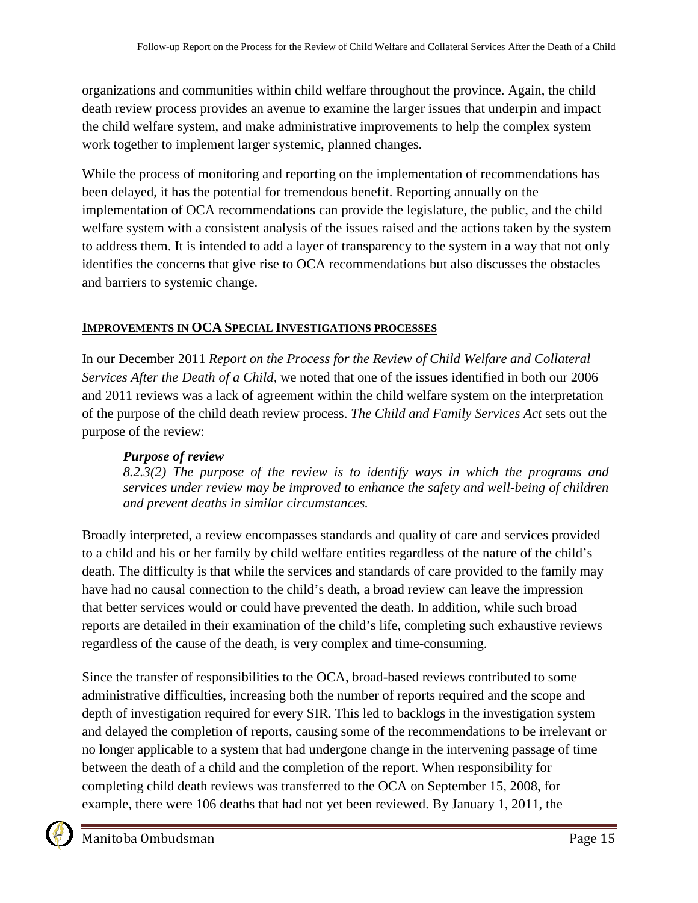organizations and communities within child welfare throughout the province. Again, the child death review process provides an avenue to examine the larger issues that underpin and impact the child welfare system, and make administrative improvements to help the complex system work together to implement larger systemic, planned changes.

While the process of monitoring and reporting on the implementation of recommendations has been delayed, it has the potential for tremendous benefit. Reporting annually on the implementation of OCA recommendations can provide the legislature, the public, and the child welfare system with a consistent analysis of the issues raised and the actions taken by the system to address them. It is intended to add a layer of transparency to the system in a way that not only identifies the concerns that give rise to OCA recommendations but also discusses the obstacles and barriers to systemic change.

## IMPROVEMENTS IN OCA SPECIAL INVESTIGATIONS PROCESSES

In our December 2011 *Report on the Process for the Review of Child Welfare and Collateral Services After the Death of a Child,* we noted that one of the issues identified in both our 2006 and 2011 reviews was a lack of agreement within the child welfare system on the interpretation of the purpose of the child death review process. *The Child and Family Services Act* sets out the purpose of the review:

> ***Purpose of review***
> *8.2.3(2) The purpose of the review is to identify ways in which the programs and services under review may be improved to enhance the safety and well-being of children and prevent deaths in similar circumstances.*

Broadly interpreted, a review encompasses standards and quality of care and services provided to a child and his or her family by child welfare entities regardless of the nature of the child's death. The difficulty is that while the services and standards of care provided to the family may have had no causal connection to the child's death, a broad review can leave the impression that better services would or could have prevented the death. In addition, while such broad reports are detailed in their examination of the child's life, completing such exhaustive reviews regardless of the cause of the death, is very complex and time-consuming.

Since the transfer of responsibilities to the OCA, broad-based reviews contributed to some administrative difficulties, increasing both the number of reports required and the scope and depth of investigation required for every SIR. This led to backlogs in the investigation system and delayed the completion of reports, causing some of the recommendations to be irrelevant or no longer applicable to a system that had undergone change in the intervening passage of time between the death of a child and the completion of the report. When responsibility for completing child death reviews was transferred to the OCA on September 15, 2008, for example, there were 106 deaths that had not yet been reviewed. By January 1, 2011, the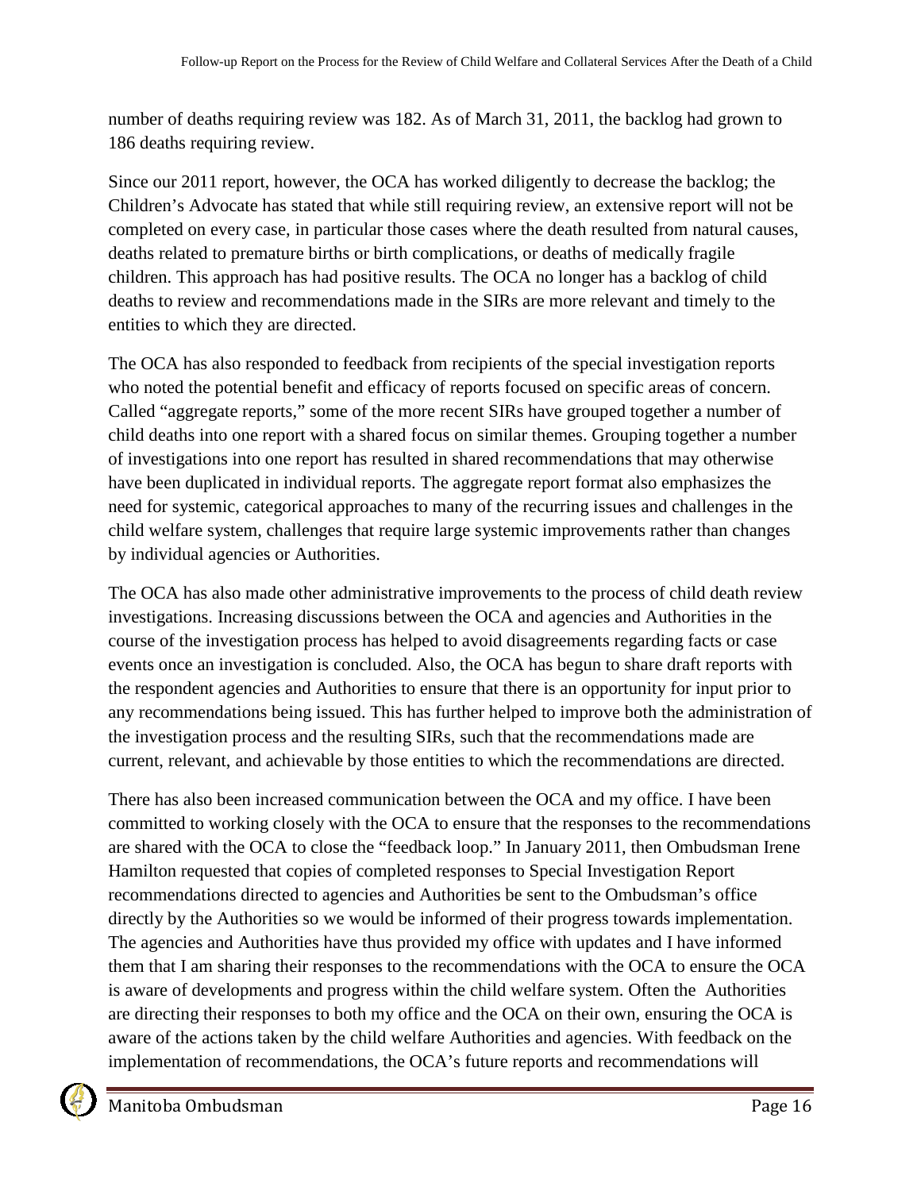number of deaths requiring review was 182. As of March 31, 2011, the backlog had grown to 186 deaths requiring review.

Since our 2011 report, however, the OCA has worked diligently to decrease the backlog; the Children's Advocate has stated that while still requiring review, an extensive report will not be completed on every case, in particular those cases where the death resulted from natural causes, deaths related to premature births or birth complications, or deaths of medically fragile children. This approach has had positive results. The OCA no longer has a backlog of child deaths to review and recommendations made in the SIRs are more relevant and timely to the entities to which they are directed.

The OCA has also responded to feedback from recipients of the special investigation reports who noted the potential benefit and efficacy of reports focused on specific areas of concern. Called "aggregate reports," some of the more recent SIRs have grouped together a number of child deaths into one report with a shared focus on similar themes. Grouping together a number of investigations into one report has resulted in shared recommendations that may otherwise have been duplicated in individual reports. The aggregate report format also emphasizes the need for systemic, categorical approaches to many of the recurring issues and challenges in the child welfare system, challenges that require large systemic improvements rather than changes by individual agencies or Authorities.

The OCA has also made other administrative improvements to the process of child death review investigations. Increasing discussions between the OCA and agencies and Authorities in the course of the investigation process has helped to avoid disagreements regarding facts or case events once an investigation is concluded. Also, the OCA has begun to share draft reports with the respondent agencies and Authorities to ensure that there is an opportunity for input prior to any recommendations being issued. This has further helped to improve both the administration of the investigation process and the resulting SIRs, such that the recommendations made are current, relevant, and achievable by those entities to which the recommendations are directed.

There has also been increased communication between the OCA and my office. I have been committed to working closely with the OCA to ensure that the responses to the recommendations are shared with the OCA to close the "feedback loop." In January 2011, then Ombudsman Irene Hamilton requested that copies of completed responses to Special Investigation Report recommendations directed to agencies and Authorities be sent to the Ombudsman's office directly by the Authorities so we would be informed of their progress towards implementation. The agencies and Authorities have thus provided my office with updates and I have informed them that I am sharing their responses to the recommendations with the OCA to ensure the OCA is aware of developments and progress within the child welfare system. Often the Authorities are directing their responses to both my office and the OCA on their own, ensuring the OCA is aware of the actions taken by the child welfare Authorities and agencies. With feedback on the implementation of recommendations, the OCA's future reports and recommendations will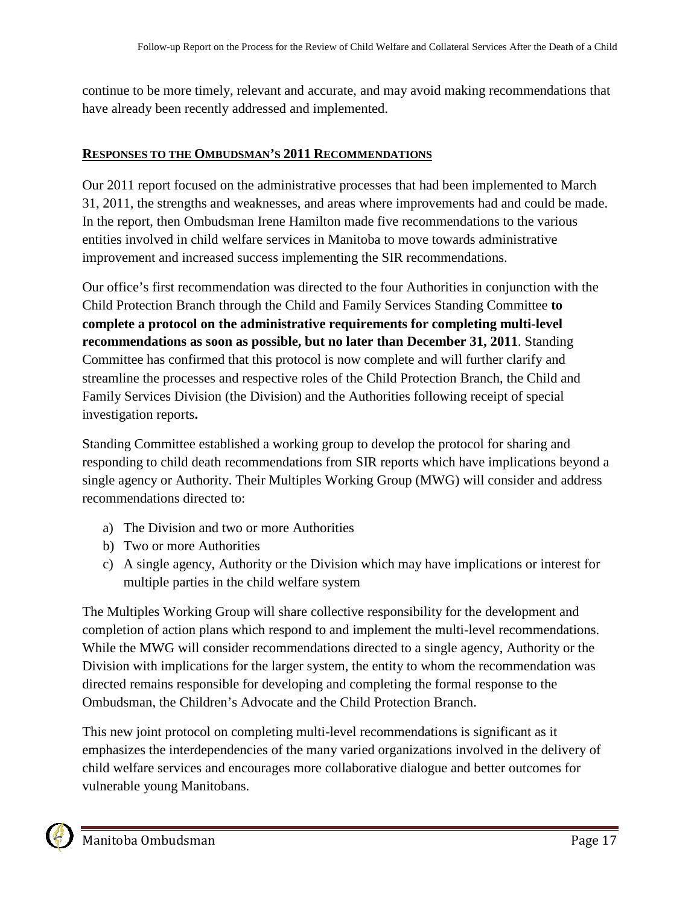continue to be more timely, relevant and accurate, and may avoid making recommendations that have already been recently addressed and implemented.

## RESPONSES TO THE OMBUDSMAN'S 2011 RECOMMENDATIONS

Our 2011 report focused on the administrative processes that had been implemented to March 31, 2011, the strengths and weaknesses, and areas where improvements had and could be made. In the report, then Ombudsman Irene Hamilton made five recommendations to the various entities involved in child welfare services in Manitoba to move towards administrative improvement and increased success implementing the SIR recommendations.

Our office's first recommendation was directed to the four Authorities in conjunction with the Child Protection Branch through the Child and Family Services Standing Committee **to complete a protocol on the administrative requirements for completing multi-level recommendations as soon as possible, but no later than December 31, 2011**. Standing Committee has confirmed that this protocol is now complete and will further clarify and streamline the processes and respective roles of the Child Protection Branch, the Child and Family Services Division (the Division) and the Authorities following receipt of special investigation reports**.**

Standing Committee established a working group to develop the protocol for sharing and responding to child death recommendations from SIR reports which have implications beyond a single agency or Authority. Their Multiples Working Group (MWG) will consider and address recommendations directed to:

a) The Division and two or more Authorities
b) Two or more Authorities
c) A single agency, Authority or the Division which may have implications or interest for multiple parties in the child welfare system

The Multiples Working Group will share collective responsibility for the development and completion of action plans which respond to and implement the multi-level recommendations. While the MWG will consider recommendations directed to a single agency, Authority or the Division with implications for the larger system, the entity to whom the recommendation was directed remains responsible for developing and completing the formal response to the Ombudsman, the Children's Advocate and the Child Protection Branch.

This new joint protocol on completing multi-level recommendations is significant as it emphasizes the interdependencies of the many varied organizations involved in the delivery of child welfare services and encourages more collaborative dialogue and better outcomes for vulnerable young Manitobans.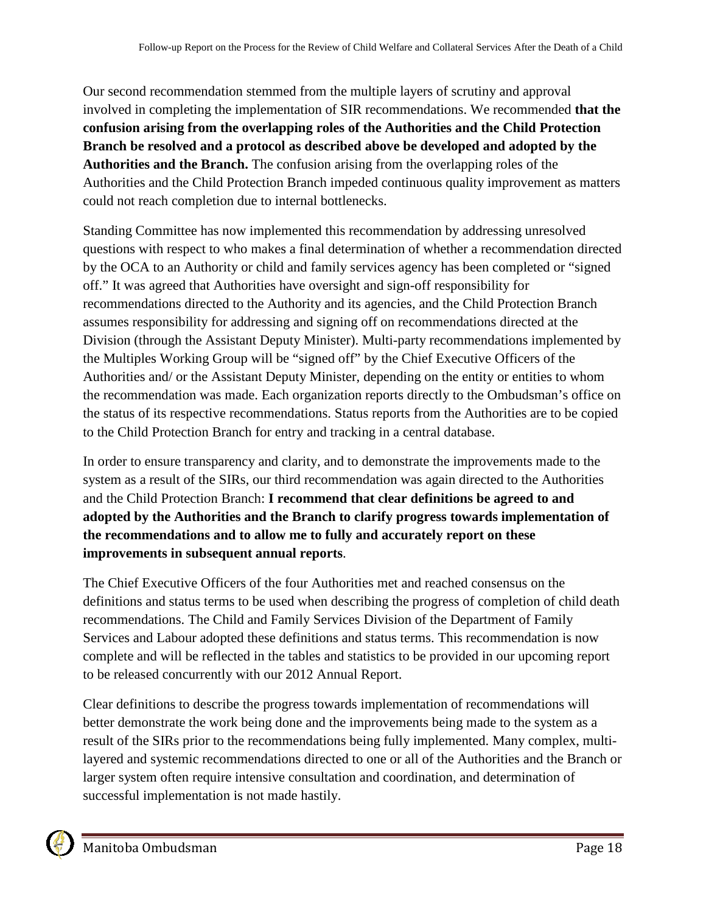Our second recommendation stemmed from the multiple layers of scrutiny and approval involved in completing the implementation of SIR recommendations. We recommended **that the confusion arising from the overlapping roles of the Authorities and the Child Protection Branch be resolved and a protocol as described above be developed and adopted by the Authorities and the Branch.** The confusion arising from the overlapping roles of the Authorities and the Child Protection Branch impeded continuous quality improvement as matters could not reach completion due to internal bottlenecks.

Standing Committee has now implemented this recommendation by addressing unresolved questions with respect to who makes a final determination of whether a recommendation directed by the OCA to an Authority or child and family services agency has been completed or "signed off." It was agreed that Authorities have oversight and sign-off responsibility for recommendations directed to the Authority and its agencies, and the Child Protection Branch assumes responsibility for addressing and signing off on recommendations directed at the Division (through the Assistant Deputy Minister). Multi-party recommendations implemented by the Multiples Working Group will be "signed off" by the Chief Executive Officers of the Authorities and/ or the Assistant Deputy Minister, depending on the entity or entities to whom the recommendation was made. Each organization reports directly to the Ombudsman's office on the status of its respective recommendations. Status reports from the Authorities are to be copied to the Child Protection Branch for entry and tracking in a central database.

In order to ensure transparency and clarity, and to demonstrate the improvements made to the system as a result of the SIRs, our third recommendation was again directed to the Authorities and the Child Protection Branch: **I recommend that clear definitions be agreed to and adopted by the Authorities and the Branch to clarify progress towards implementation of the recommendations and to allow me to fully and accurately report on these improvements in subsequent annual reports**.

The Chief Executive Officers of the four Authorities met and reached consensus on the definitions and status terms to be used when describing the progress of completion of child death recommendations. The Child and Family Services Division of the Department of Family Services and Labour adopted these definitions and status terms. This recommendation is now complete and will be reflected in the tables and statistics to be provided in our upcoming report to be released concurrently with our 2012 Annual Report.

Clear definitions to describe the progress towards implementation of recommendations will better demonstrate the work being done and the improvements being made to the system as a result of the SIRs prior to the recommendations being fully implemented. Many complex, multi-layered and systemic recommendations directed to one or all of the Authorities and the Branch or larger system often require intensive consultation and coordination, and determination of successful implementation is not made hastily.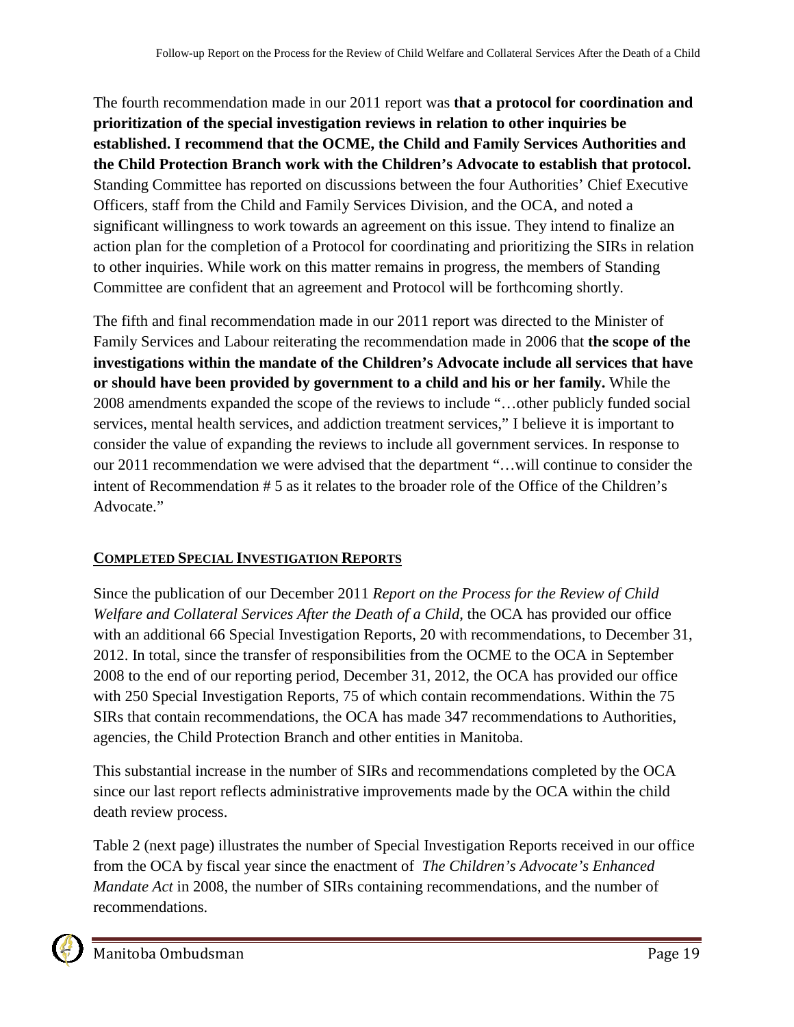The fourth recommendation made in our 2011 report was **that a protocol for coordination and prioritization of the special investigation reviews in relation to other inquiries be established. I recommend that the OCME, the Child and Family Services Authorities and the Child Protection Branch work with the Children's Advocate to establish that protocol.** Standing Committee has reported on discussions between the four Authorities' Chief Executive Officers, staff from the Child and Family Services Division, and the OCA, and noted a significant willingness to work towards an agreement on this issue. They intend to finalize an action plan for the completion of a Protocol for coordinating and prioritizing the SIRs in relation to other inquiries. While work on this matter remains in progress, the members of Standing Committee are confident that an agreement and Protocol will be forthcoming shortly.

The fifth and final recommendation made in our 2011 report was directed to the Minister of Family Services and Labour reiterating the recommendation made in 2006 that **the scope of the investigations within the mandate of the Children's Advocate include all services that have or should have been provided by government to a child and his or her family.** While the 2008 amendments expanded the scope of the reviews to include "…other publicly funded social services, mental health services, and addiction treatment services," I believe it is important to consider the value of expanding the reviews to include all government services. In response to our 2011 recommendation we were advised that the department "…will continue to consider the intent of Recommendation # 5 as it relates to the broader role of the Office of the Children's Advocate."

## COMPLETED SPECIAL INVESTIGATION REPORTS

Since the publication of our December 2011 *Report on the Process for the Review of Child Welfare and Collateral Services After the Death of a Child*, the OCA has provided our office with an additional 66 Special Investigation Reports, 20 with recommendations, to December 31, 2012. In total, since the transfer of responsibilities from the OCME to the OCA in September 2008 to the end of our reporting period, December 31, 2012, the OCA has provided our office with 250 Special Investigation Reports, 75 of which contain recommendations. Within the 75 SIRs that contain recommendations, the OCA has made 347 recommendations to Authorities, agencies, the Child Protection Branch and other entities in Manitoba.

This substantial increase in the number of SIRs and recommendations completed by the OCA since our last report reflects administrative improvements made by the OCA within the child death review process.

Table 2 (next page) illustrates the number of Special Investigation Reports received in our office from the OCA by fiscal year since the enactment of *The Children's Advocate's Enhanced Mandate Act* in 2008, the number of SIRs containing recommendations, and the number of recommendations.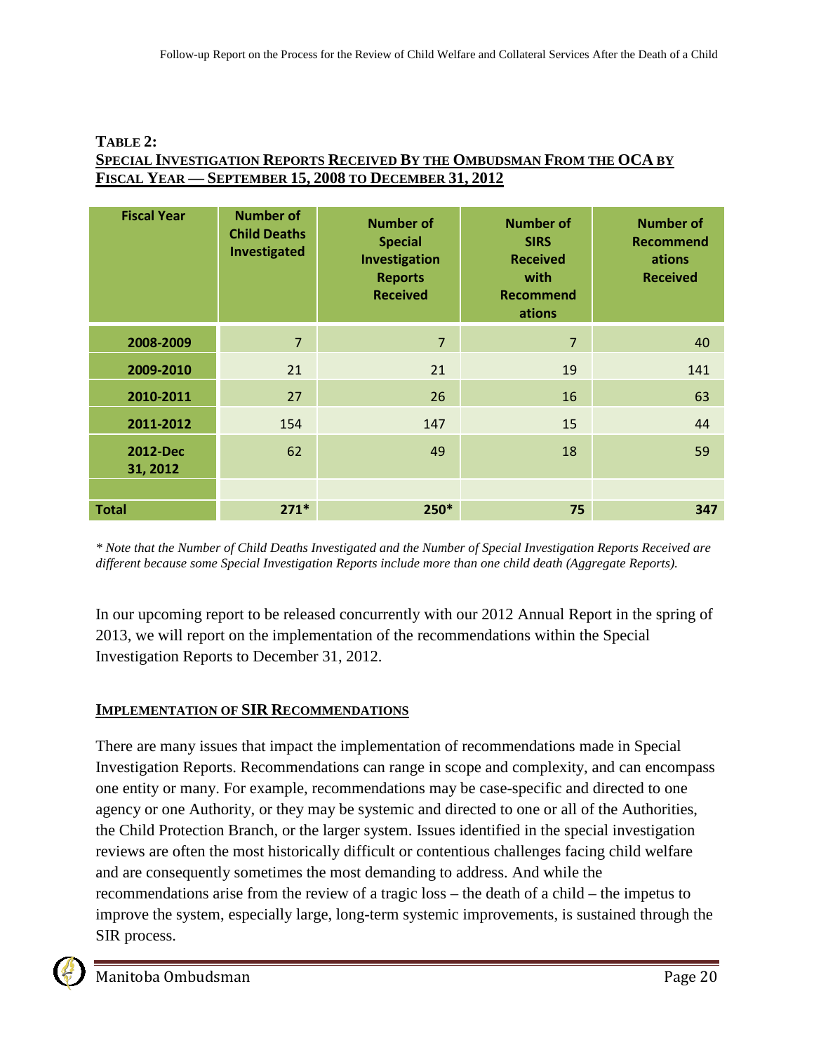**TABLE 2:**
**SPECIAL INVESTIGATION REPORTS RECEIVED BY THE OMBUDSMAN FROM THE OCA BY FISCAL YEAR — SEPTEMBER 15, 2008 TO DECEMBER 31, 2012**

| Fiscal Year | Number of Child Deaths Investigated | Number of Special Investigation Reports Received | Number of SIRS Received with Recommendations | Number of Recommendations Received |
|---|---|---|---|---|
| 2008-2009 | 7 | 7 | 7 | 40 |
| 2009-2010 | 21 | 21 | 19 | 141 |
| 2010-2011 | 27 | 26 | 16 | 63 |
| 2011-2012 | 154 | 147 | 15 | 44 |
| 2012-Dec 31, 2012 | 62 | 49 | 18 | 59 |
| | | | | |
| **Total** | **271*** | **250*** | **75** | **347** |

*\* Note that the Number of Child Deaths Investigated and the Number of Special Investigation Reports Received are different because some Special Investigation Reports include more than one child death (Aggregate Reports).*

In our upcoming report to be released concurrently with our 2012 Annual Report in the spring of 2013, we will report on the implementation of the recommendations within the Special Investigation Reports to December 31, 2012.

## IMPLEMENTATION OF SIR RECOMMENDATIONS

There are many issues that impact the implementation of recommendations made in Special Investigation Reports. Recommendations can range in scope and complexity, and can encompass one entity or many. For example, recommendations may be case-specific and directed to one agency or one Authority, or they may be systemic and directed to one or all of the Authorities, the Child Protection Branch, or the larger system. Issues identified in the special investigation reviews are often the most historically difficult or contentious challenges facing child welfare and are consequently sometimes the most demanding to address. And while the recommendations arise from the review of a tragic loss – the death of a child – the impetus to improve the system, especially large, long-term systemic improvements, is sustained through the SIR process.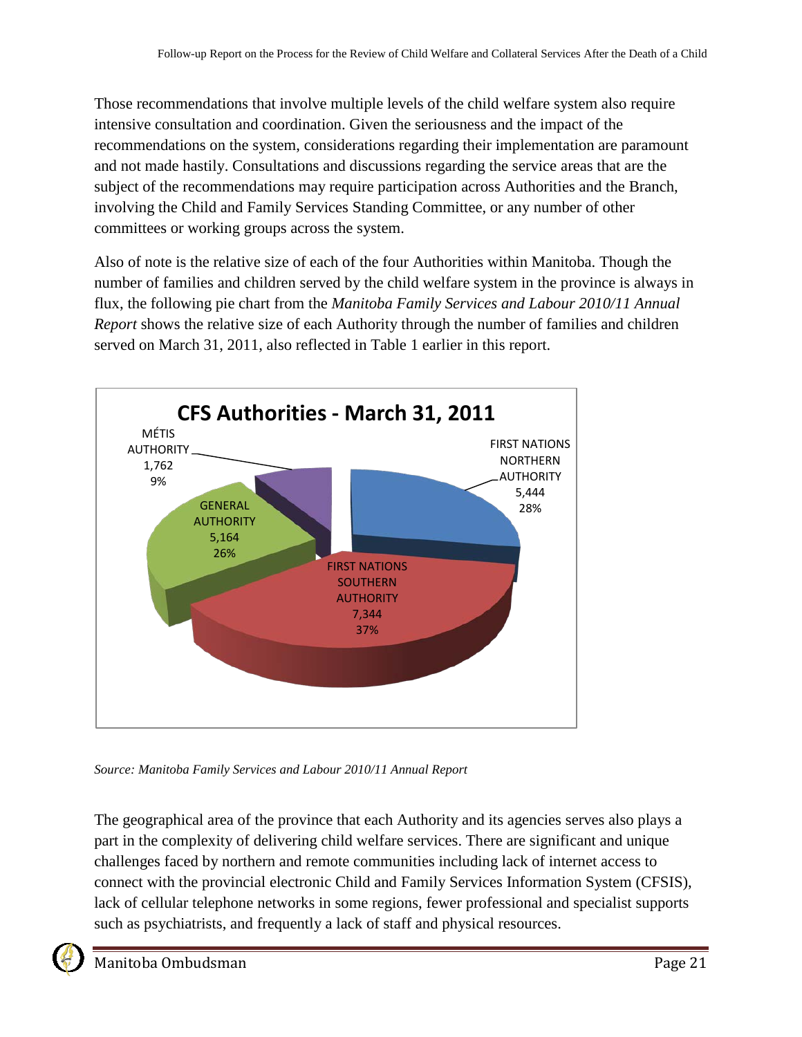Those recommendations that involve multiple levels of the child welfare system also require intensive consultation and coordination. Given the seriousness and the impact of the recommendations on the system, considerations regarding their implementation are paramount and not made hastily. Consultations and discussions regarding the service areas that are the subject of the recommendations may require participation across Authorities and the Branch, involving the Child and Family Services Standing Committee, or any number of other committees or working groups across the system.

Also of note is the relative size of each of the four Authorities within Manitoba. Though the number of families and children served by the child welfare system in the province is always in flux, the following pie chart from the *Manitoba Family Services and Labour 2010/11 Annual Report* shows the relative size of each Authority through the number of families and children served on March 31, 2011, also reflected in Table 1 earlier in this report.

**CFS Authorities - March 31, 2011**

| Authority | Number | Percentage |
|---|---|---|
| MÉTIS AUTHORITY | 1,762 | 9% |
| FIRST NATIONS NORTHERN AUTHORITY | 5,444 | 28% |
| FIRST NATIONS SOUTHERN AUTHORITY | 7,344 | 37% |
| GENERAL AUTHORITY | 5,164 | 26% |

*Source: Manitoba Family Services and Labour 2010/11 Annual Report*

The geographical area of the province that each Authority and its agencies serves also plays a part in the complexity of delivering child welfare services. There are significant and unique challenges faced by northern and remote communities including lack of internet access to connect with the provincial electronic Child and Family Services Information System (CFSIS), lack of cellular telephone networks in some regions, fewer professional and specialist supports such as psychiatrists, and frequently a lack of staff and physical resources.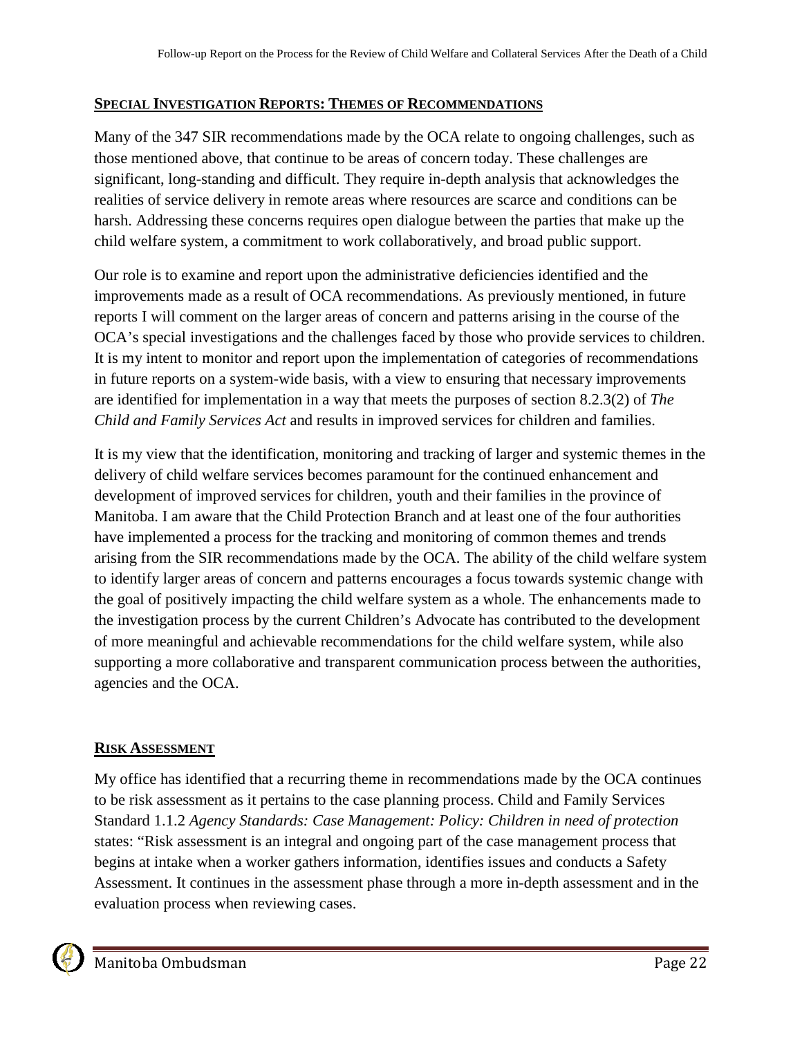## SPECIAL INVESTIGATION REPORTS: THEMES OF RECOMMENDATIONS

Many of the 347 SIR recommendations made by the OCA relate to ongoing challenges, such as those mentioned above, that continue to be areas of concern today. These challenges are significant, long-standing and difficult. They require in-depth analysis that acknowledges the realities of service delivery in remote areas where resources are scarce and conditions can be harsh. Addressing these concerns requires open dialogue between the parties that make up the child welfare system, a commitment to work collaboratively, and broad public support.

Our role is to examine and report upon the administrative deficiencies identified and the improvements made as a result of OCA recommendations. As previously mentioned, in future reports I will comment on the larger areas of concern and patterns arising in the course of the OCA's special investigations and the challenges faced by those who provide services to children. It is my intent to monitor and report upon the implementation of categories of recommendations in future reports on a system-wide basis, with a view to ensuring that necessary improvements are identified for implementation in a way that meets the purposes of section 8.2.3(2) of *The Child and Family Services Act* and results in improved services for children and families.

It is my view that the identification, monitoring and tracking of larger and systemic themes in the delivery of child welfare services becomes paramount for the continued enhancement and development of improved services for children, youth and their families in the province of Manitoba. I am aware that the Child Protection Branch and at least one of the four authorities have implemented a process for the tracking and monitoring of common themes and trends arising from the SIR recommendations made by the OCA. The ability of the child welfare system to identify larger areas of concern and patterns encourages a focus towards systemic change with the goal of positively impacting the child welfare system as a whole. The enhancements made to the investigation process by the current Children's Advocate has contributed to the development of more meaningful and achievable recommendations for the child welfare system, while also supporting a more collaborative and transparent communication process between the authorities, agencies and the OCA.

## RISK ASSESSMENT

My office has identified that a recurring theme in recommendations made by the OCA continues to be risk assessment as it pertains to the case planning process. Child and Family Services Standard 1.1.2 *Agency Standards: Case Management: Policy: Children in need of protection* states: "Risk assessment is an integral and ongoing part of the case management process that begins at intake when a worker gathers information, identifies issues and conducts a Safety Assessment. It continues in the assessment phase through a more in-depth assessment and in the evaluation process when reviewing cases.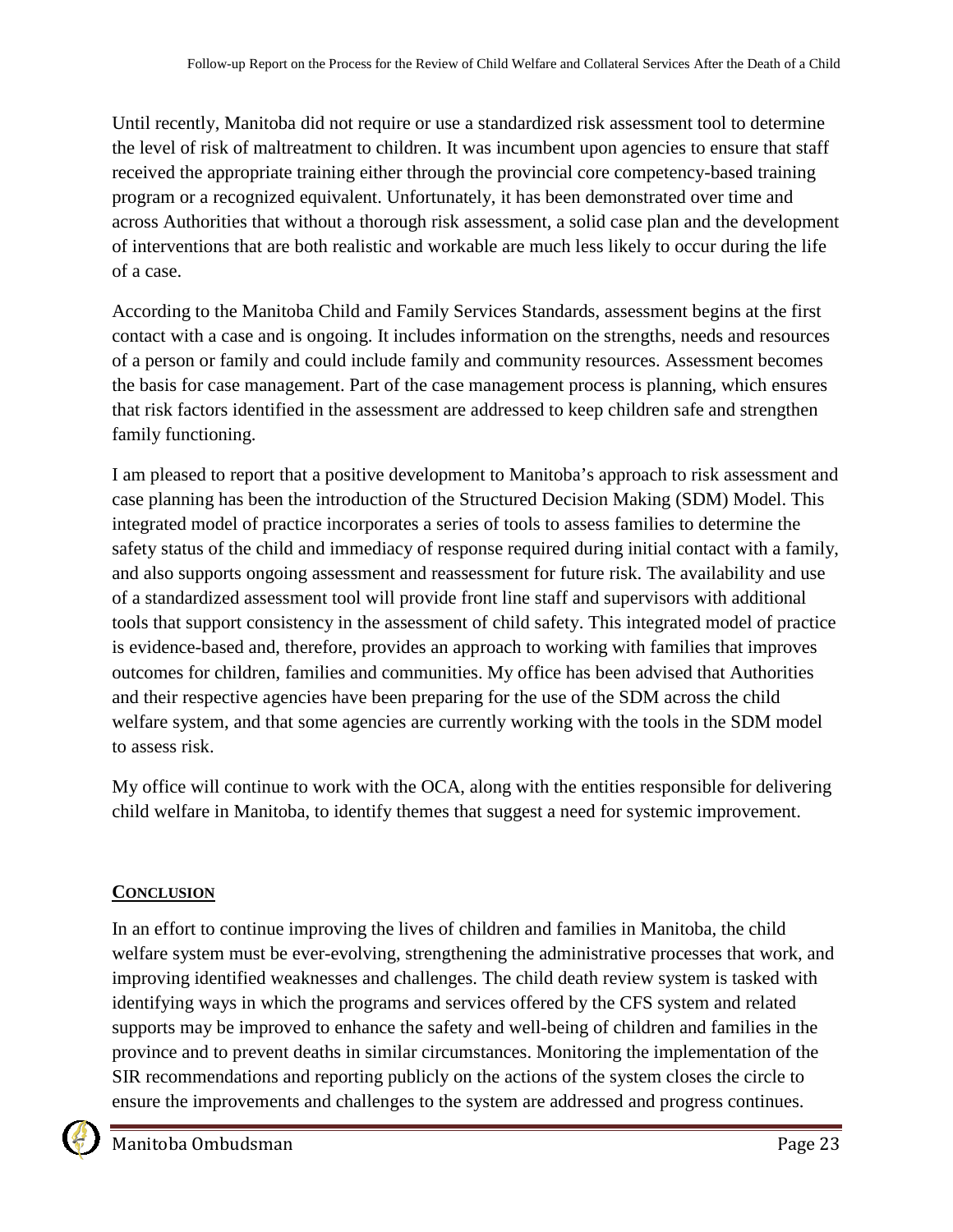Until recently, Manitoba did not require or use a standardized risk assessment tool to determine the level of risk of maltreatment to children. It was incumbent upon agencies to ensure that staff received the appropriate training either through the provincial core competency-based training program or a recognized equivalent. Unfortunately, it has been demonstrated over time and across Authorities that without a thorough risk assessment, a solid case plan and the development of interventions that are both realistic and workable are much less likely to occur during the life of a case.

According to the Manitoba Child and Family Services Standards, assessment begins at the first contact with a case and is ongoing. It includes information on the strengths, needs and resources of a person or family and could include family and community resources. Assessment becomes the basis for case management. Part of the case management process is planning, which ensures that risk factors identified in the assessment are addressed to keep children safe and strengthen family functioning.

I am pleased to report that a positive development to Manitoba's approach to risk assessment and case planning has been the introduction of the Structured Decision Making (SDM) Model. This integrated model of practice incorporates a series of tools to assess families to determine the safety status of the child and immediacy of response required during initial contact with a family, and also supports ongoing assessment and reassessment for future risk. The availability and use of a standardized assessment tool will provide front line staff and supervisors with additional tools that support consistency in the assessment of child safety. This integrated model of practice is evidence-based and, therefore, provides an approach to working with families that improves outcomes for children, families and communities. My office has been advised that Authorities and their respective agencies have been preparing for the use of the SDM across the child welfare system, and that some agencies are currently working with the tools in the SDM model to assess risk.

My office will continue to work with the OCA, along with the entities responsible for delivering child welfare in Manitoba, to identify themes that suggest a need for systemic improvement.

## CONCLUSION

In an effort to continue improving the lives of children and families in Manitoba, the child welfare system must be ever-evolving, strengthening the administrative processes that work, and improving identified weaknesses and challenges. The child death review system is tasked with identifying ways in which the programs and services offered by the CFS system and related supports may be improved to enhance the safety and well-being of children and families in the province and to prevent deaths in similar circumstances. Monitoring the implementation of the SIR recommendations and reporting publicly on the actions of the system closes the circle to ensure the improvements and challenges to the system are addressed and progress continues.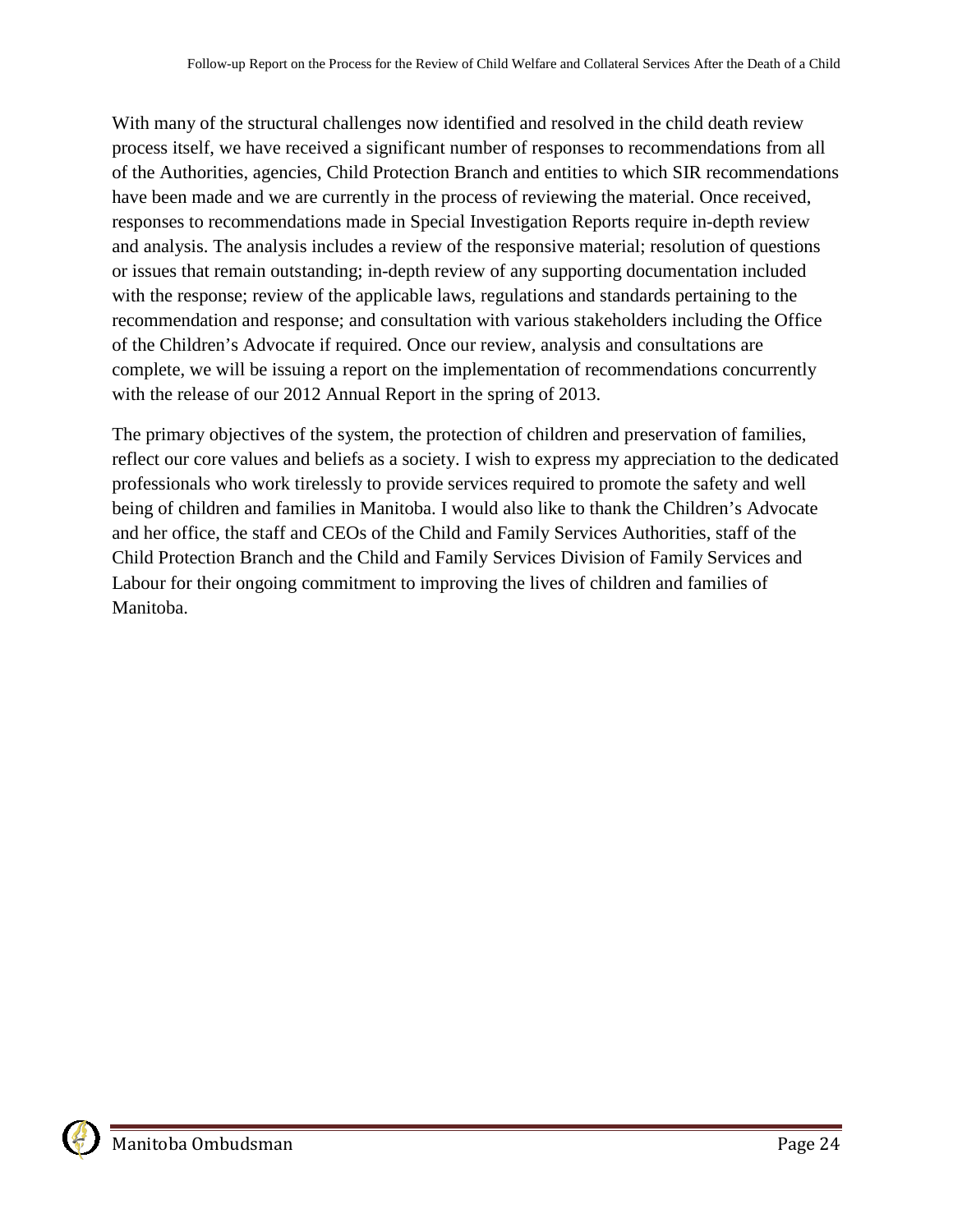With many of the structural challenges now identified and resolved in the child death review process itself, we have received a significant number of responses to recommendations from all of the Authorities, agencies, Child Protection Branch and entities to which SIR recommendations have been made and we are currently in the process of reviewing the material. Once received, responses to recommendations made in Special Investigation Reports require in-depth review and analysis. The analysis includes a review of the responsive material; resolution of questions or issues that remain outstanding; in-depth review of any supporting documentation included with the response; review of the applicable laws, regulations and standards pertaining to the recommendation and response; and consultation with various stakeholders including the Office of the Children's Advocate if required. Once our review, analysis and consultations are complete, we will be issuing a report on the implementation of recommendations concurrently with the release of our 2012 Annual Report in the spring of 2013.

The primary objectives of the system, the protection of children and preservation of families, reflect our core values and beliefs as a society. I wish to express my appreciation to the dedicated professionals who work tirelessly to provide services required to promote the safety and well being of children and families in Manitoba. I would also like to thank the Children's Advocate and her office, the staff and CEOs of the Child and Family Services Authorities, staff of the Child Protection Branch and the Child and Family Services Division of Family Services and Labour for their ongoing commitment to improving the lives of children and families of Manitoba.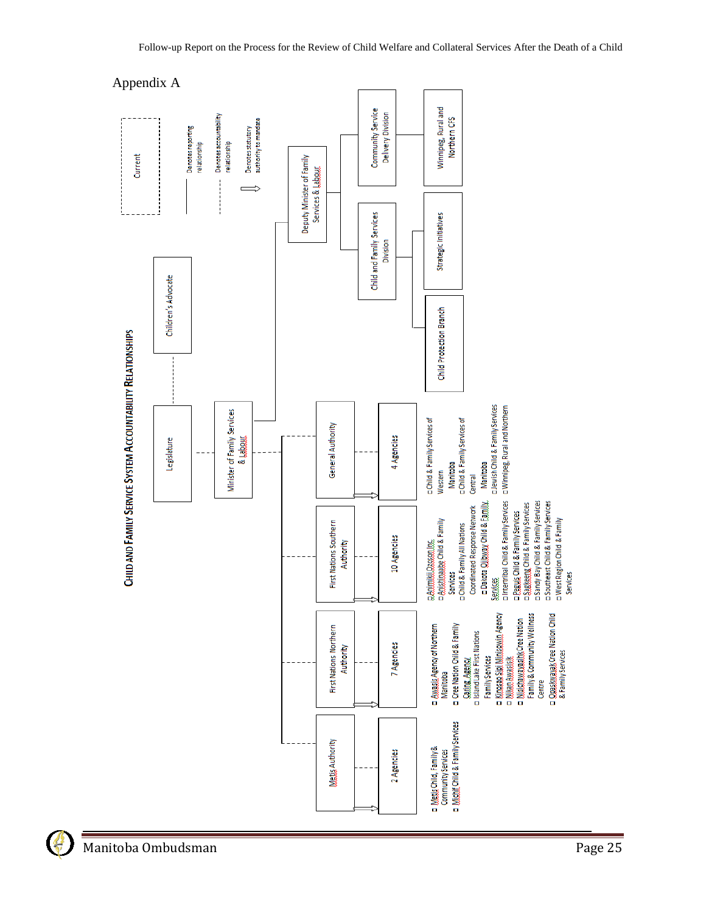## Appendix A

**CHILD AND FAMILY SERVICE SYSTEM ACCOUNTABILITY RELATIONSHIPS**

Current

Denotes reporting relationship

Denotes accountability relationship

Denotes statutory authority to mandate

Legislature

Children's Advocate

Minister of Family Services & Labour

Deputy Minister of Family Services & Labour

Child and Family Services Division

Community Service Delivery Division

Child Protection Branch

Strategic Initiatives

Winnipeg, Rural and Northern CFS

General Authority

4 Agencies

- Child & Family Services of Western Manitoba
- Child & Family Services of Central Manitoba
- Jewish Child & Family Services
- Winnipeg, Rural and Northern

First Nations Southern Authority

10 Agencies

- Animikii Ozoson Inc.
- Anishinabe Child & Family Services
- Child & Family All Nations Coordinated Response Network
- Dakota Ojibway Child & Family Services
- Intertribal Child & Family Services
- Peguis Child & Family Services
- Sagkeeng Child & Family Services
- Sandy Bay Child & Family Services
- Southeast Child & Family Services
- West Region Child & Family Services

First Nations Northern Authority

7 Agencies

- Awasis Agency of Northern Manitoba
- Cree Nation Child & Family Caring Agency
- Island Lake First Nations Family Services
- Kinosao Sipi Minisowin Agency
- Nikan Awasisak
- Nisichawayasihk Cree Nation Family & Community Wellness Centre
- Opaskwayak Cree Nation Child & Family Services

Metis Authority

2 Agencies

- Metis Child, Family & Community Services
- Michif Child & Family Services